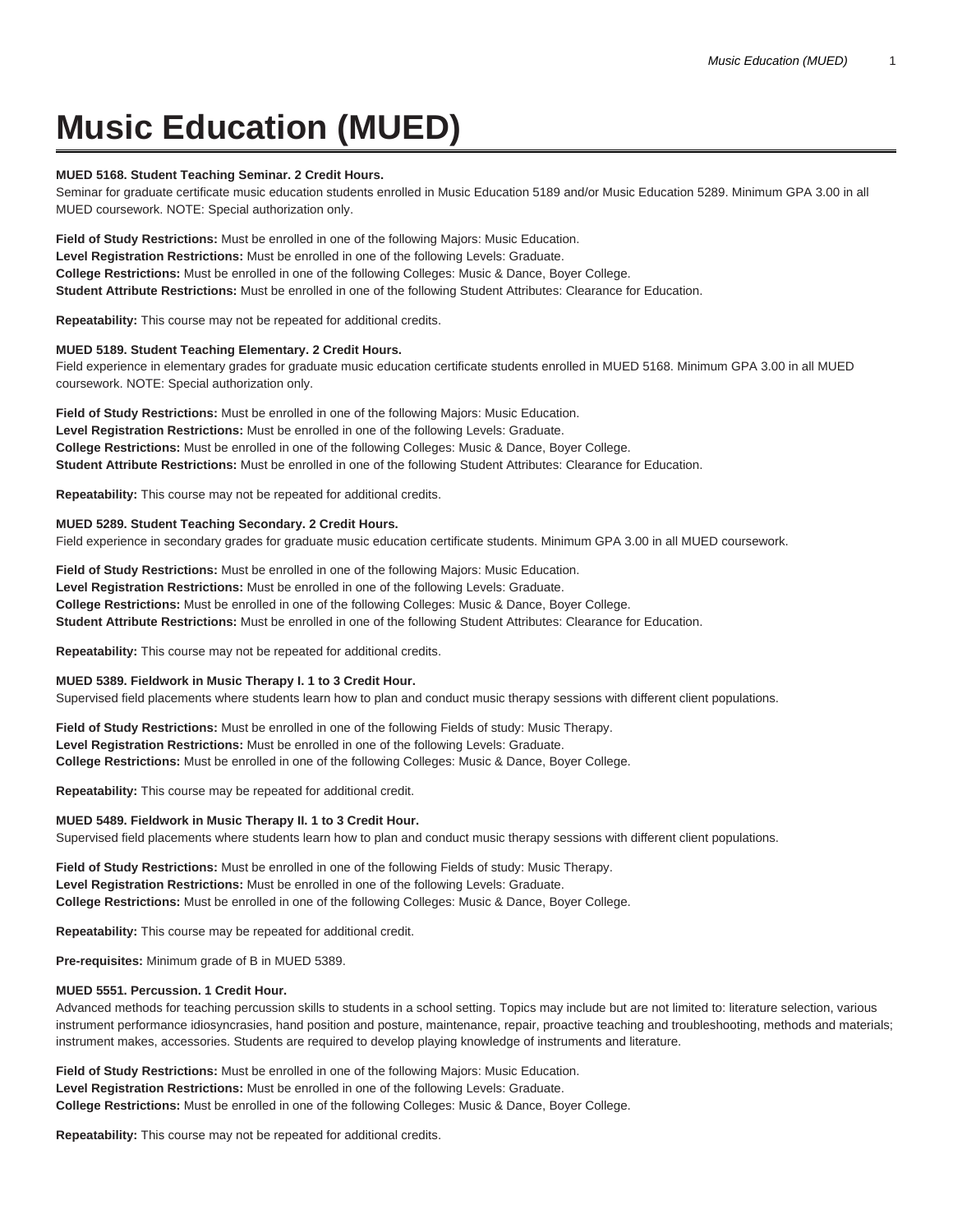# Music Education (MUED)

**MUED 5168. Student Teaching Seminar. 2 Credit Hours.**
Seminar for graduate certificate music education students enrolled in Music Education 5189 and/or Music Education 5289. Minimum GPA 3.00 in all MUED coursework. NOTE: Special authorization only.

**Field of Study Restrictions:** Must be enrolled in one of the following Majors: Music Education.
**Level Registration Restrictions:** Must be enrolled in one of the following Levels: Graduate.
**College Restrictions:** Must be enrolled in one of the following Colleges: Music & Dance, Boyer College.
**Student Attribute Restrictions:** Must be enrolled in one of the following Student Attributes: Clearance for Education.

**Repeatability:** This course may not be repeated for additional credits.

**MUED 5189. Student Teaching Elementary. 2 Credit Hours.**
Field experience in elementary grades for graduate music education certificate students enrolled in MUED 5168. Minimum GPA 3.00 in all MUED coursework. NOTE: Special authorization only.

**Field of Study Restrictions:** Must be enrolled in one of the following Majors: Music Education.
**Level Registration Restrictions:** Must be enrolled in one of the following Levels: Graduate.
**College Restrictions:** Must be enrolled in one of the following Colleges: Music & Dance, Boyer College.
**Student Attribute Restrictions:** Must be enrolled in one of the following Student Attributes: Clearance for Education.

**Repeatability:** This course may not be repeated for additional credits.

**MUED 5289. Student Teaching Secondary. 2 Credit Hours.**
Field experience in secondary grades for graduate music education certificate students. Minimum GPA 3.00 in all MUED coursework.

**Field of Study Restrictions:** Must be enrolled in one of the following Majors: Music Education.
**Level Registration Restrictions:** Must be enrolled in one of the following Levels: Graduate.
**College Restrictions:** Must be enrolled in one of the following Colleges: Music & Dance, Boyer College.
**Student Attribute Restrictions:** Must be enrolled in one of the following Student Attributes: Clearance for Education.

**Repeatability:** This course may not be repeated for additional credits.

**MUED 5389. Fieldwork in Music Therapy I. 1 to 3 Credit Hour.**
Supervised field placements where students learn how to plan and conduct music therapy sessions with different client populations.

**Field of Study Restrictions:** Must be enrolled in one of the following Fields of study: Music Therapy.
**Level Registration Restrictions:** Must be enrolled in one of the following Levels: Graduate.
**College Restrictions:** Must be enrolled in one of the following Colleges: Music & Dance, Boyer College.

**Repeatability:** This course may be repeated for additional credit.

**MUED 5489. Fieldwork in Music Therapy II. 1 to 3 Credit Hour.**
Supervised field placements where students learn how to plan and conduct music therapy sessions with different client populations.

**Field of Study Restrictions:** Must be enrolled in one of the following Fields of study: Music Therapy.
**Level Registration Restrictions:** Must be enrolled in one of the following Levels: Graduate.
**College Restrictions:** Must be enrolled in one of the following Colleges: Music & Dance, Boyer College.

**Repeatability:** This course may be repeated for additional credit.

**Pre-requisites:** Minimum grade of B in MUED 5389.

**MUED 5551. Percussion. 1 Credit Hour.**
Advanced methods for teaching percussion skills to students in a school setting. Topics may include but are not limited to: literature selection, various instrument performance idiosyncrasies, hand position and posture, maintenance, repair, proactive teaching and troubleshooting, methods and materials; instrument makes, accessories. Students are required to develop playing knowledge of instruments and literature.

**Field of Study Restrictions:** Must be enrolled in one of the following Majors: Music Education.
**Level Registration Restrictions:** Must be enrolled in one of the following Levels: Graduate.
**College Restrictions:** Must be enrolled in one of the following Colleges: Music & Dance, Boyer College.

**Repeatability:** This course may not be repeated for additional credits.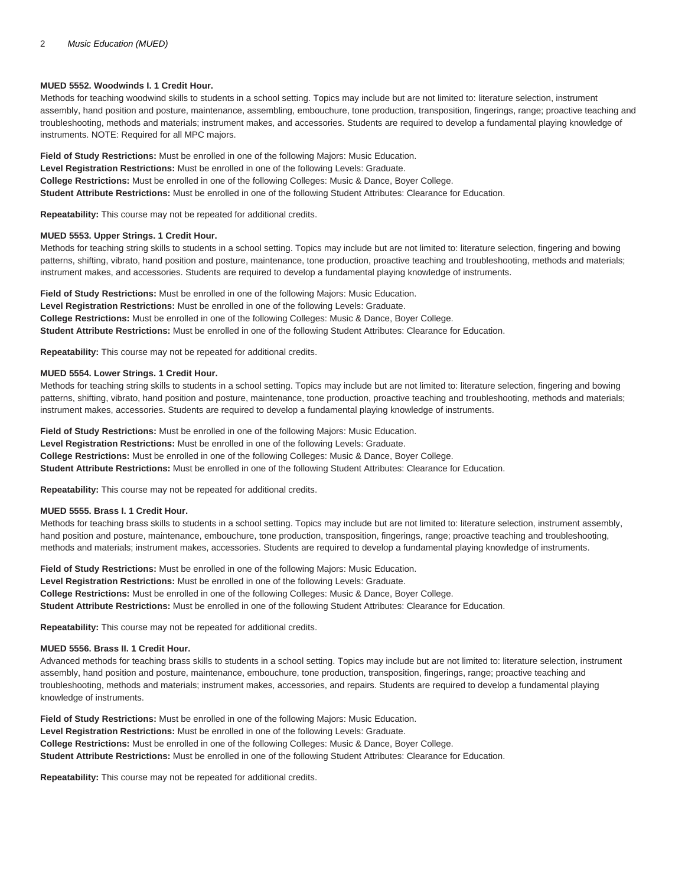**MUED 5552. Woodwinds I. 1 Credit Hour.**
Methods for teaching woodwind skills to students in a school setting. Topics may include but are not limited to: literature selection, instrument assembly, hand position and posture, maintenance, assembling, embouchure, tone production, transposition, fingerings, range; proactive teaching and troubleshooting, methods and materials; instrument makes, and accessories. Students are required to develop a fundamental playing knowledge of instruments. NOTE: Required for all MPC majors.

**Field of Study Restrictions:** Must be enrolled in one of the following Majors: Music Education.
**Level Registration Restrictions:** Must be enrolled in one of the following Levels: Graduate.
**College Restrictions:** Must be enrolled in one of the following Colleges: Music & Dance, Boyer College.
**Student Attribute Restrictions:** Must be enrolled in one of the following Student Attributes: Clearance for Education.

**Repeatability:** This course may not be repeated for additional credits.

**MUED 5553. Upper Strings. 1 Credit Hour.**
Methods for teaching string skills to students in a school setting. Topics may include but are not limited to: literature selection, fingering and bowing patterns, shifting, vibrato, hand position and posture, maintenance, tone production, proactive teaching and troubleshooting, methods and materials; instrument makes, and accessories. Students are required to develop a fundamental playing knowledge of instruments.

**Field of Study Restrictions:** Must be enrolled in one of the following Majors: Music Education.
**Level Registration Restrictions:** Must be enrolled in one of the following Levels: Graduate.
**College Restrictions:** Must be enrolled in one of the following Colleges: Music & Dance, Boyer College.
**Student Attribute Restrictions:** Must be enrolled in one of the following Student Attributes: Clearance for Education.

**Repeatability:** This course may not be repeated for additional credits.

**MUED 5554. Lower Strings. 1 Credit Hour.**
Methods for teaching string skills to students in a school setting. Topics may include but are not limited to: literature selection, fingering and bowing patterns, shifting, vibrato, hand position and posture, maintenance, tone production, proactive teaching and troubleshooting, methods and materials; instrument makes, accessories. Students are required to develop a fundamental playing knowledge of instruments.

**Field of Study Restrictions:** Must be enrolled in one of the following Majors: Music Education.
**Level Registration Restrictions:** Must be enrolled in one of the following Levels: Graduate.
**College Restrictions:** Must be enrolled in one of the following Colleges: Music & Dance, Boyer College.
**Student Attribute Restrictions:** Must be enrolled in one of the following Student Attributes: Clearance for Education.

**Repeatability:** This course may not be repeated for additional credits.

**MUED 5555. Brass I. 1 Credit Hour.**
Methods for teaching brass skills to students in a school setting. Topics may include but are not limited to: literature selection, instrument assembly, hand position and posture, maintenance, embouchure, tone production, transposition, fingerings, range; proactive teaching and troubleshooting, methods and materials; instrument makes, accessories. Students are required to develop a fundamental playing knowledge of instruments.

**Field of Study Restrictions:** Must be enrolled in one of the following Majors: Music Education.
**Level Registration Restrictions:** Must be enrolled in one of the following Levels: Graduate.
**College Restrictions:** Must be enrolled in one of the following Colleges: Music & Dance, Boyer College.
**Student Attribute Restrictions:** Must be enrolled in one of the following Student Attributes: Clearance for Education.

**Repeatability:** This course may not be repeated for additional credits.

**MUED 5556. Brass II. 1 Credit Hour.**
Advanced methods for teaching brass skills to students in a school setting. Topics may include but are not limited to: literature selection, instrument assembly, hand position and posture, maintenance, embouchure, tone production, transposition, fingerings, range; proactive teaching and troubleshooting, methods and materials; instrument makes, accessories, and repairs. Students are required to develop a fundamental playing knowledge of instruments.

**Field of Study Restrictions:** Must be enrolled in one of the following Majors: Music Education.
**Level Registration Restrictions:** Must be enrolled in one of the following Levels: Graduate.
**College Restrictions:** Must be enrolled in one of the following Colleges: Music & Dance, Boyer College.
**Student Attribute Restrictions:** Must be enrolled in one of the following Student Attributes: Clearance for Education.

**Repeatability:** This course may not be repeated for additional credits.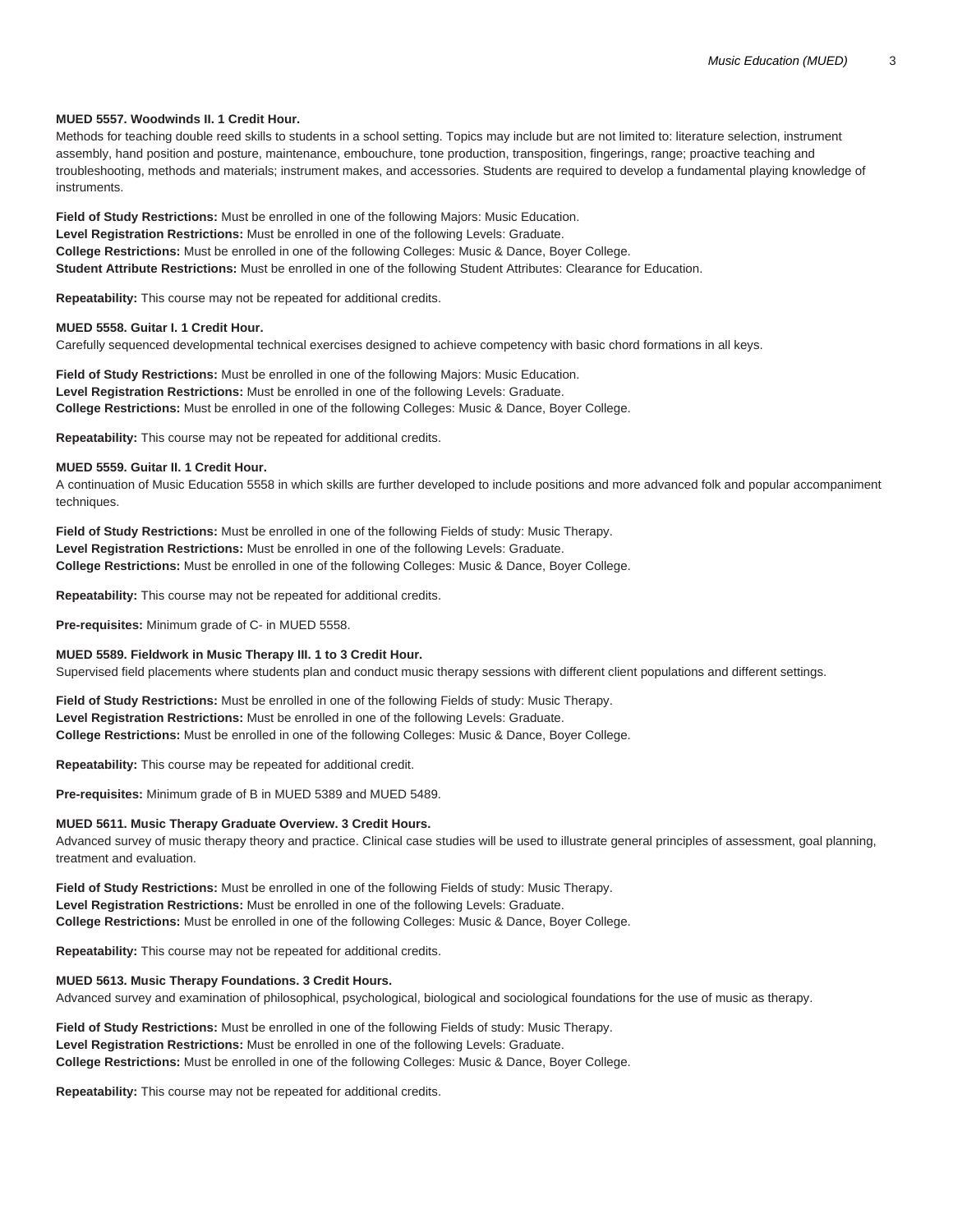**MUED 5557. Woodwinds II. 1 Credit Hour.**
Methods for teaching double reed skills to students in a school setting. Topics may include but are not limited to: literature selection, instrument assembly, hand position and posture, maintenance, embouchure, tone production, transposition, fingerings, range; proactive teaching and troubleshooting, methods and materials; instrument makes, and accessories. Students are required to develop a fundamental playing knowledge of instruments.

**Field of Study Restrictions:** Must be enrolled in one of the following Majors: Music Education.
**Level Registration Restrictions:** Must be enrolled in one of the following Levels: Graduate.
**College Restrictions:** Must be enrolled in one of the following Colleges: Music & Dance, Boyer College.
**Student Attribute Restrictions:** Must be enrolled in one of the following Student Attributes: Clearance for Education.

**Repeatability:** This course may not be repeated for additional credits.

**MUED 5558. Guitar I. 1 Credit Hour.**
Carefully sequenced developmental technical exercises designed to achieve competency with basic chord formations in all keys.

**Field of Study Restrictions:** Must be enrolled in one of the following Majors: Music Education.
**Level Registration Restrictions:** Must be enrolled in one of the following Levels: Graduate.
**College Restrictions:** Must be enrolled in one of the following Colleges: Music & Dance, Boyer College.

**Repeatability:** This course may not be repeated for additional credits.

**MUED 5559. Guitar II. 1 Credit Hour.**
A continuation of Music Education 5558 in which skills are further developed to include positions and more advanced folk and popular accompaniment techniques.

**Field of Study Restrictions:** Must be enrolled in one of the following Fields of study: Music Therapy.
**Level Registration Restrictions:** Must be enrolled in one of the following Levels: Graduate.
**College Restrictions:** Must be enrolled in one of the following Colleges: Music & Dance, Boyer College.

**Repeatability:** This course may not be repeated for additional credits.

**Pre-requisites:** Minimum grade of C- in MUED 5558.

**MUED 5589. Fieldwork in Music Therapy III. 1 to 3 Credit Hour.**
Supervised field placements where students plan and conduct music therapy sessions with different client populations and different settings.

**Field of Study Restrictions:** Must be enrolled in one of the following Fields of study: Music Therapy.
**Level Registration Restrictions:** Must be enrolled in one of the following Levels: Graduate.
**College Restrictions:** Must be enrolled in one of the following Colleges: Music & Dance, Boyer College.

**Repeatability:** This course may be repeated for additional credit.

**Pre-requisites:** Minimum grade of B in MUED 5389 and MUED 5489.

**MUED 5611. Music Therapy Graduate Overview. 3 Credit Hours.**
Advanced survey of music therapy theory and practice. Clinical case studies will be used to illustrate general principles of assessment, goal planning, treatment and evaluation.

**Field of Study Restrictions:** Must be enrolled in one of the following Fields of study: Music Therapy.
**Level Registration Restrictions:** Must be enrolled in one of the following Levels: Graduate.
**College Restrictions:** Must be enrolled in one of the following Colleges: Music & Dance, Boyer College.

**Repeatability:** This course may not be repeated for additional credits.

**MUED 5613. Music Therapy Foundations. 3 Credit Hours.**
Advanced survey and examination of philosophical, psychological, biological and sociological foundations for the use of music as therapy.

**Field of Study Restrictions:** Must be enrolled in one of the following Fields of study: Music Therapy.
**Level Registration Restrictions:** Must be enrolled in one of the following Levels: Graduate.
**College Restrictions:** Must be enrolled in one of the following Colleges: Music & Dance, Boyer College.

**Repeatability:** This course may not be repeated for additional credits.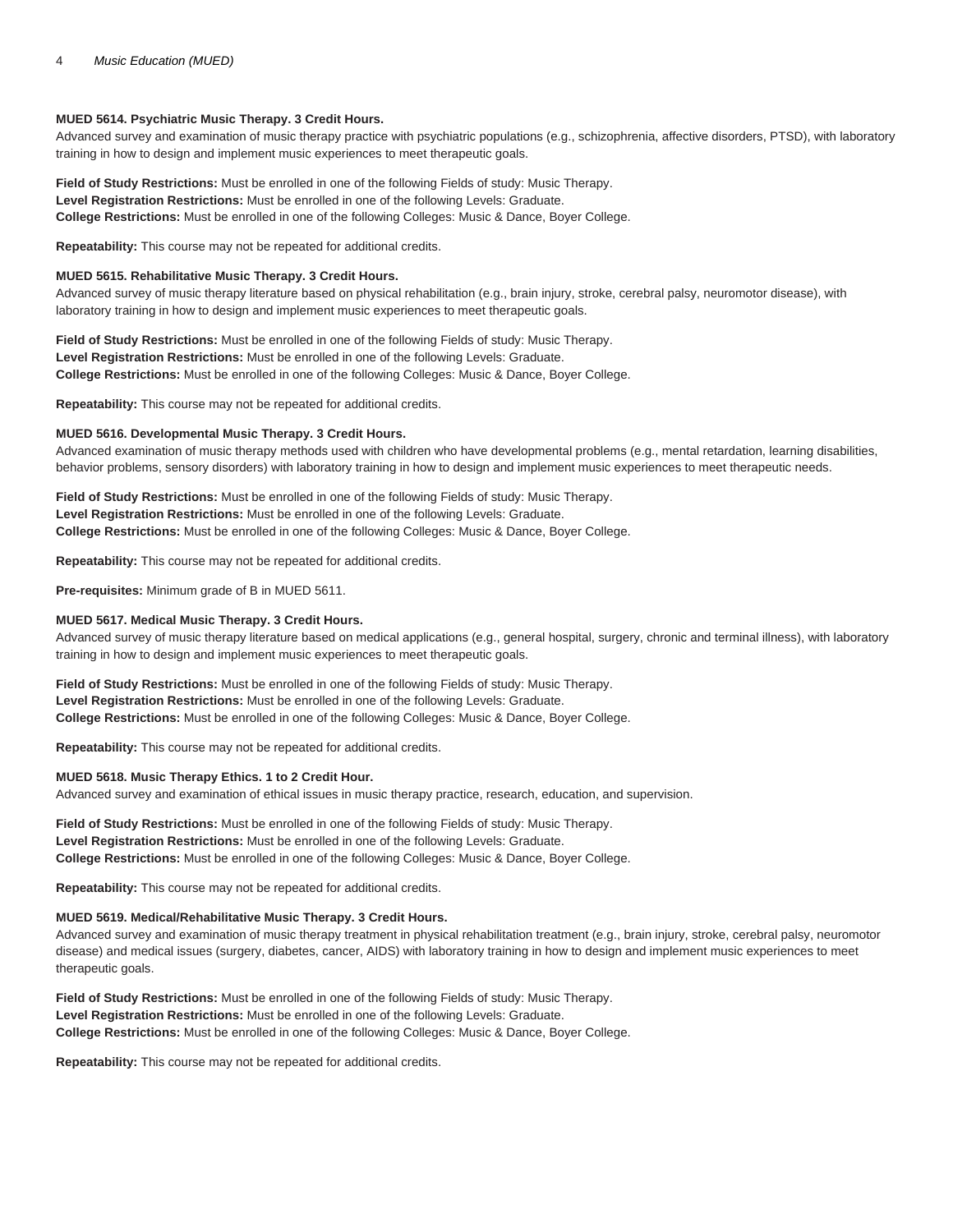**MUED 5614. Psychiatric Music Therapy. 3 Credit Hours.**
Advanced survey and examination of music therapy practice with psychiatric populations (e.g., schizophrenia, affective disorders, PTSD), with laboratory training in how to design and implement music experiences to meet therapeutic goals.

**Field of Study Restrictions:** Must be enrolled in one of the following Fields of study: Music Therapy.
**Level Registration Restrictions:** Must be enrolled in one of the following Levels: Graduate.
**College Restrictions:** Must be enrolled in one of the following Colleges: Music & Dance, Boyer College.

**Repeatability:** This course may not be repeated for additional credits.

**MUED 5615. Rehabilitative Music Therapy. 3 Credit Hours.**
Advanced survey of music therapy literature based on physical rehabilitation (e.g., brain injury, stroke, cerebral palsy, neuromotor disease), with laboratory training in how to design and implement music experiences to meet therapeutic goals.

**Field of Study Restrictions:** Must be enrolled in one of the following Fields of study: Music Therapy.
**Level Registration Restrictions:** Must be enrolled in one of the following Levels: Graduate.
**College Restrictions:** Must be enrolled in one of the following Colleges: Music & Dance, Boyer College.

**Repeatability:** This course may not be repeated for additional credits.

**MUED 5616. Developmental Music Therapy. 3 Credit Hours.**
Advanced examination of music therapy methods used with children who have developmental problems (e.g., mental retardation, learning disabilities, behavior problems, sensory disorders) with laboratory training in how to design and implement music experiences to meet therapeutic needs.

**Field of Study Restrictions:** Must be enrolled in one of the following Fields of study: Music Therapy.
**Level Registration Restrictions:** Must be enrolled in one of the following Levels: Graduate.
**College Restrictions:** Must be enrolled in one of the following Colleges: Music & Dance, Boyer College.

**Repeatability:** This course may not be repeated for additional credits.

**Pre-requisites:** Minimum grade of B in MUED 5611.

**MUED 5617. Medical Music Therapy. 3 Credit Hours.**
Advanced survey of music therapy literature based on medical applications (e.g., general hospital, surgery, chronic and terminal illness), with laboratory training in how to design and implement music experiences to meet therapeutic goals.

**Field of Study Restrictions:** Must be enrolled in one of the following Fields of study: Music Therapy.
**Level Registration Restrictions:** Must be enrolled in one of the following Levels: Graduate.
**College Restrictions:** Must be enrolled in one of the following Colleges: Music & Dance, Boyer College.

**Repeatability:** This course may not be repeated for additional credits.

**MUED 5618. Music Therapy Ethics. 1 to 2 Credit Hour.**
Advanced survey and examination of ethical issues in music therapy practice, research, education, and supervision.

**Field of Study Restrictions:** Must be enrolled in one of the following Fields of study: Music Therapy.
**Level Registration Restrictions:** Must be enrolled in one of the following Levels: Graduate.
**College Restrictions:** Must be enrolled in one of the following Colleges: Music & Dance, Boyer College.

**Repeatability:** This course may not be repeated for additional credits.

**MUED 5619. Medical/Rehabilitative Music Therapy. 3 Credit Hours.**
Advanced survey and examination of music therapy treatment in physical rehabilitation treatment (e.g., brain injury, stroke, cerebral palsy, neuromotor disease) and medical issues (surgery, diabetes, cancer, AIDS) with laboratory training in how to design and implement music experiences to meet therapeutic goals.

**Field of Study Restrictions:** Must be enrolled in one of the following Fields of study: Music Therapy.
**Level Registration Restrictions:** Must be enrolled in one of the following Levels: Graduate.
**College Restrictions:** Must be enrolled in one of the following Colleges: Music & Dance, Boyer College.

**Repeatability:** This course may not be repeated for additional credits.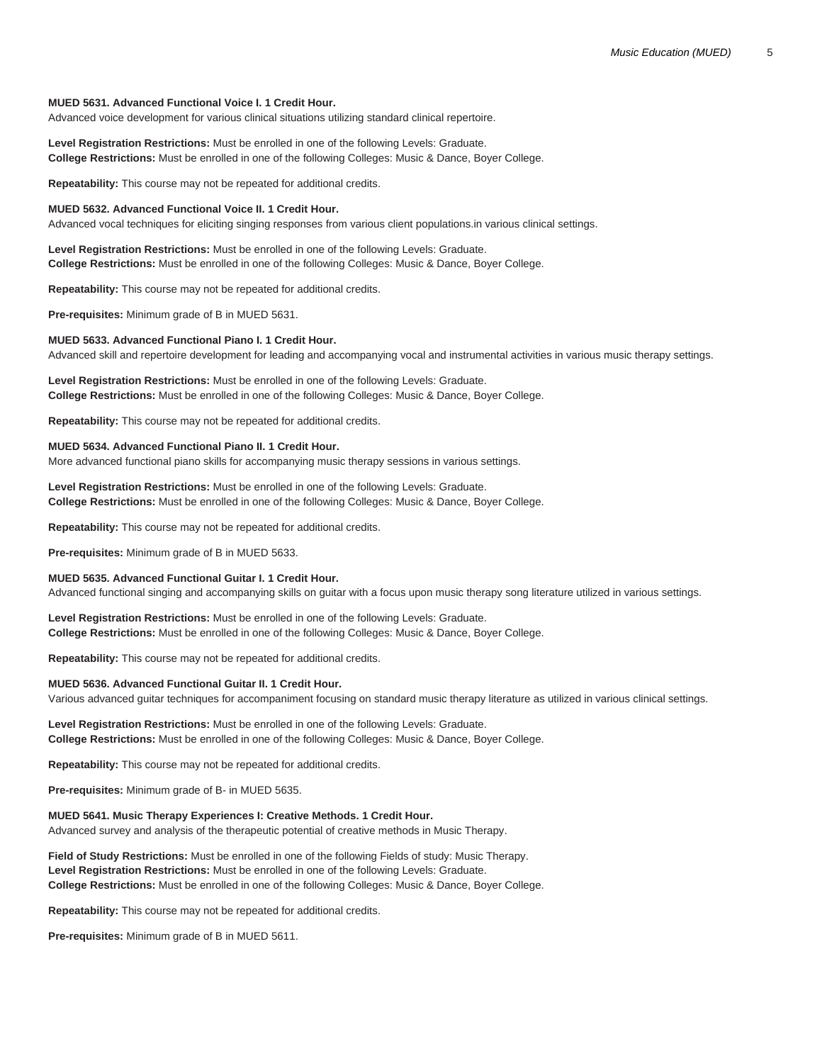**MUED 5631. Advanced Functional Voice I. 1 Credit Hour.**
Advanced voice development for various clinical situations utilizing standard clinical repertoire.

**Level Registration Restrictions:** Must be enrolled in one of the following Levels: Graduate.
**College Restrictions:** Must be enrolled in one of the following Colleges: Music & Dance, Boyer College.

**Repeatability:** This course may not be repeated for additional credits.

**MUED 5632. Advanced Functional Voice II. 1 Credit Hour.**
Advanced vocal techniques for eliciting singing responses from various client populations.in various clinical settings.

**Level Registration Restrictions:** Must be enrolled in one of the following Levels: Graduate.
**College Restrictions:** Must be enrolled in one of the following Colleges: Music & Dance, Boyer College.

**Repeatability:** This course may not be repeated for additional credits.

**Pre-requisites:** Minimum grade of B in MUED 5631.

**MUED 5633. Advanced Functional Piano I. 1 Credit Hour.**
Advanced skill and repertoire development for leading and accompanying vocal and instrumental activities in various music therapy settings.

**Level Registration Restrictions:** Must be enrolled in one of the following Levels: Graduate.
**College Restrictions:** Must be enrolled in one of the following Colleges: Music & Dance, Boyer College.

**Repeatability:** This course may not be repeated for additional credits.

**MUED 5634. Advanced Functional Piano II. 1 Credit Hour.**
More advanced functional piano skills for accompanying music therapy sessions in various settings.

**Level Registration Restrictions:** Must be enrolled in one of the following Levels: Graduate.
**College Restrictions:** Must be enrolled in one of the following Colleges: Music & Dance, Boyer College.

**Repeatability:** This course may not be repeated for additional credits.

**Pre-requisites:** Minimum grade of B in MUED 5633.

**MUED 5635. Advanced Functional Guitar I. 1 Credit Hour.**
Advanced functional singing and accompanying skills on guitar with a focus upon music therapy song literature utilized in various settings.

**Level Registration Restrictions:** Must be enrolled in one of the following Levels: Graduate.
**College Restrictions:** Must be enrolled in one of the following Colleges: Music & Dance, Boyer College.

**Repeatability:** This course may not be repeated for additional credits.

**MUED 5636. Advanced Functional Guitar II. 1 Credit Hour.**
Various advanced guitar techniques for accompaniment focusing on standard music therapy literature as utilized in various clinical settings.

**Level Registration Restrictions:** Must be enrolled in one of the following Levels: Graduate.
**College Restrictions:** Must be enrolled in one of the following Colleges: Music & Dance, Boyer College.

**Repeatability:** This course may not be repeated for additional credits.

**Pre-requisites:** Minimum grade of B- in MUED 5635.

**MUED 5641. Music Therapy Experiences I: Creative Methods. 1 Credit Hour.**
Advanced survey and analysis of the therapeutic potential of creative methods in Music Therapy.

**Field of Study Restrictions:** Must be enrolled in one of the following Fields of study: Music Therapy.
**Level Registration Restrictions:** Must be enrolled in one of the following Levels: Graduate.
**College Restrictions:** Must be enrolled in one of the following Colleges: Music & Dance, Boyer College.

**Repeatability:** This course may not be repeated for additional credits.

**Pre-requisites:** Minimum grade of B in MUED 5611.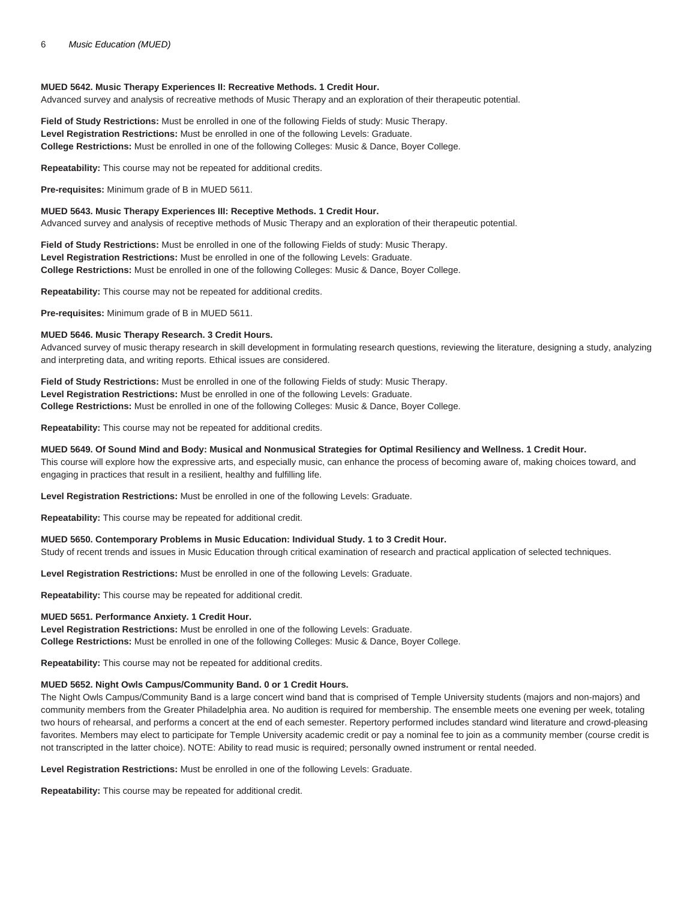**MUED 5642. Music Therapy Experiences II: Recreative Methods. 1 Credit Hour.**
Advanced survey and analysis of recreative methods of Music Therapy and an exploration of their therapeutic potential.

**Field of Study Restrictions:** Must be enrolled in one of the following Fields of study: Music Therapy.
**Level Registration Restrictions:** Must be enrolled in one of the following Levels: Graduate.
**College Restrictions:** Must be enrolled in one of the following Colleges: Music & Dance, Boyer College.

**Repeatability:** This course may not be repeated for additional credits.

**Pre-requisites:** Minimum grade of B in MUED 5611.

**MUED 5643. Music Therapy Experiences III: Receptive Methods. 1 Credit Hour.**
Advanced survey and analysis of receptive methods of Music Therapy and an exploration of their therapeutic potential.

**Field of Study Restrictions:** Must be enrolled in one of the following Fields of study: Music Therapy.
**Level Registration Restrictions:** Must be enrolled in one of the following Levels: Graduate.
**College Restrictions:** Must be enrolled in one of the following Colleges: Music & Dance, Boyer College.

**Repeatability:** This course may not be repeated for additional credits.

**Pre-requisites:** Minimum grade of B in MUED 5611.

**MUED 5646. Music Therapy Research. 3 Credit Hours.**
Advanced survey of music therapy research in skill development in formulating research questions, reviewing the literature, designing a study, analyzing and interpreting data, and writing reports. Ethical issues are considered.

**Field of Study Restrictions:** Must be enrolled in one of the following Fields of study: Music Therapy.
**Level Registration Restrictions:** Must be enrolled in one of the following Levels: Graduate.
**College Restrictions:** Must be enrolled in one of the following Colleges: Music & Dance, Boyer College.

**Repeatability:** This course may not be repeated for additional credits.

**MUED 5649. Of Sound Mind and Body: Musical and Nonmusical Strategies for Optimal Resiliency and Wellness. 1 Credit Hour.**
This course will explore how the expressive arts, and especially music, can enhance the process of becoming aware of, making choices toward, and engaging in practices that result in a resilient, healthy and fulfilling life.

**Level Registration Restrictions:** Must be enrolled in one of the following Levels: Graduate.

**Repeatability:** This course may be repeated for additional credit.

**MUED 5650. Contemporary Problems in Music Education: Individual Study. 1 to 3 Credit Hour.**
Study of recent trends and issues in Music Education through critical examination of research and practical application of selected techniques.

**Level Registration Restrictions:** Must be enrolled in one of the following Levels: Graduate.

**Repeatability:** This course may be repeated for additional credit.

**MUED 5651. Performance Anxiety. 1 Credit Hour.**
**Level Registration Restrictions:** Must be enrolled in one of the following Levels: Graduate.
**College Restrictions:** Must be enrolled in one of the following Colleges: Music & Dance, Boyer College.

**Repeatability:** This course may not be repeated for additional credits.

**MUED 5652. Night Owls Campus/Community Band. 0 or 1 Credit Hours.**
The Night Owls Campus/Community Band is a large concert wind band that is comprised of Temple University students (majors and non-majors) and community members from the Greater Philadelphia area. No audition is required for membership. The ensemble meets one evening per week, totaling two hours of rehearsal, and performs a concert at the end of each semester. Repertory performed includes standard wind literature and crowd-pleasing favorites. Members may elect to participate for Temple University academic credit or pay a nominal fee to join as a community member (course credit is not transcripted in the latter choice). NOTE: Ability to read music is required; personally owned instrument or rental needed.

**Level Registration Restrictions:** Must be enrolled in one of the following Levels: Graduate.

**Repeatability:** This course may be repeated for additional credit.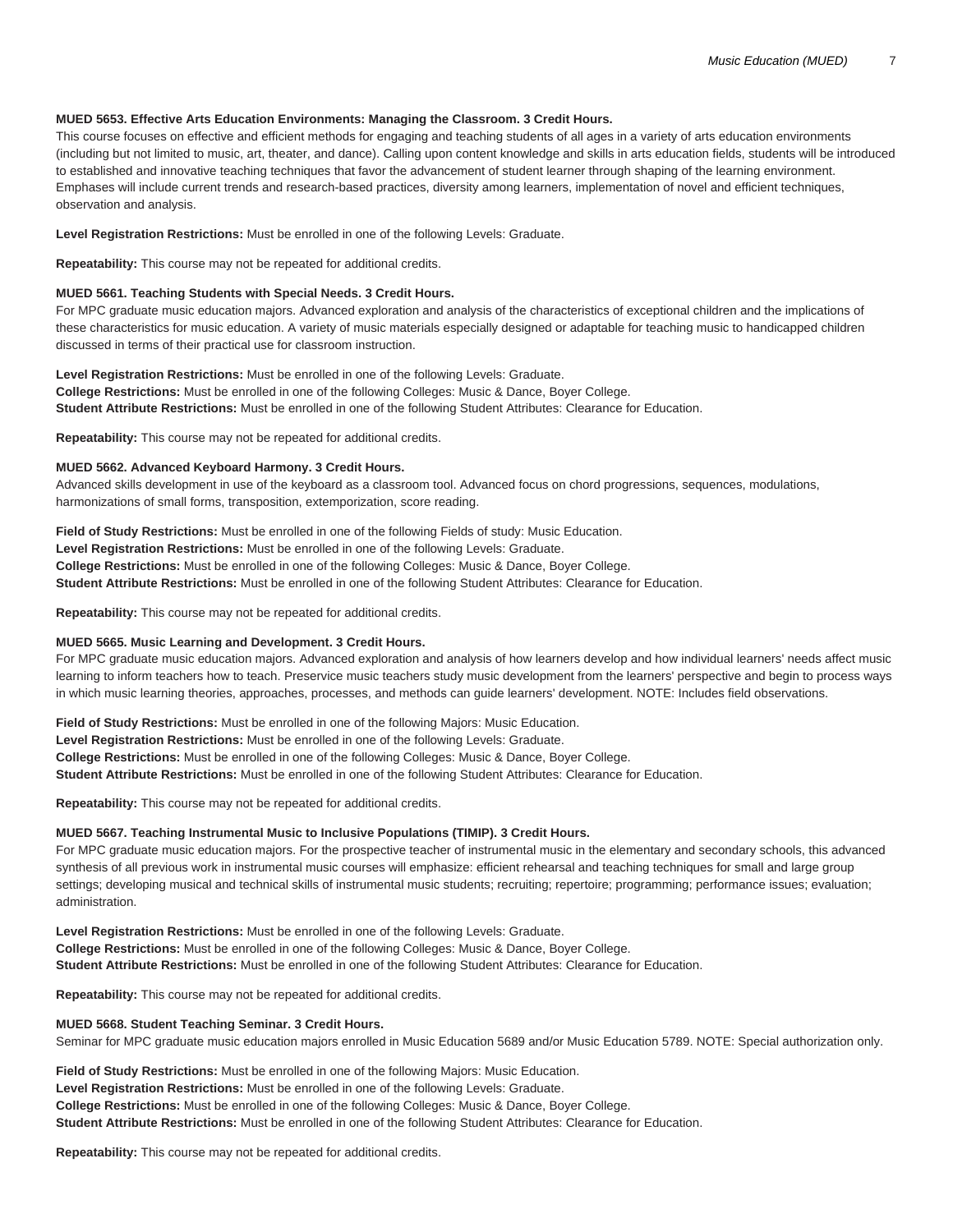**MUED 5653. Effective Arts Education Environments: Managing the Classroom. 3 Credit Hours.**
This course focuses on effective and efficient methods for engaging and teaching students of all ages in a variety of arts education environments (including but not limited to music, art, theater, and dance). Calling upon content knowledge and skills in arts education fields, students will be introduced to established and innovative teaching techniques that favor the advancement of student learner through shaping of the learning environment. Emphases will include current trends and research-based practices, diversity among learners, implementation of novel and efficient techniques, observation and analysis.

**Level Registration Restrictions:** Must be enrolled in one of the following Levels: Graduate.

**Repeatability:** This course may not be repeated for additional credits.

**MUED 5661. Teaching Students with Special Needs. 3 Credit Hours.**
For MPC graduate music education majors. Advanced exploration and analysis of the characteristics of exceptional children and the implications of these characteristics for music education. A variety of music materials especially designed or adaptable for teaching music to handicapped children discussed in terms of their practical use for classroom instruction.

**Level Registration Restrictions:** Must be enrolled in one of the following Levels: Graduate.
**College Restrictions:** Must be enrolled in one of the following Colleges: Music & Dance, Boyer College.
**Student Attribute Restrictions:** Must be enrolled in one of the following Student Attributes: Clearance for Education.

**Repeatability:** This course may not be repeated for additional credits.

**MUED 5662. Advanced Keyboard Harmony. 3 Credit Hours.**
Advanced skills development in use of the keyboard as a classroom tool. Advanced focus on chord progressions, sequences, modulations, harmonizations of small forms, transposition, extemporization, score reading.

**Field of Study Restrictions:** Must be enrolled in one of the following Fields of study: Music Education.
**Level Registration Restrictions:** Must be enrolled in one of the following Levels: Graduate.
**College Restrictions:** Must be enrolled in one of the following Colleges: Music & Dance, Boyer College.
**Student Attribute Restrictions:** Must be enrolled in one of the following Student Attributes: Clearance for Education.

**Repeatability:** This course may not be repeated for additional credits.

**MUED 5665. Music Learning and Development. 3 Credit Hours.**
For MPC graduate music education majors. Advanced exploration and analysis of how learners develop and how individual learners' needs affect music learning to inform teachers how to teach. Preservice music teachers study music development from the learners' perspective and begin to process ways in which music learning theories, approaches, processes, and methods can guide learners' development. NOTE: Includes field observations.

**Field of Study Restrictions:** Must be enrolled in one of the following Majors: Music Education.
**Level Registration Restrictions:** Must be enrolled in one of the following Levels: Graduate.
**College Restrictions:** Must be enrolled in one of the following Colleges: Music & Dance, Boyer College.
**Student Attribute Restrictions:** Must be enrolled in one of the following Student Attributes: Clearance for Education.

**Repeatability:** This course may not be repeated for additional credits.

**MUED 5667. Teaching Instrumental Music to Inclusive Populations (TIMIP). 3 Credit Hours.**
For MPC graduate music education majors. For the prospective teacher of instrumental music in the elementary and secondary schools, this advanced synthesis of all previous work in instrumental music courses will emphasize: efficient rehearsal and teaching techniques for small and large group settings; developing musical and technical skills of instrumental music students; recruiting; repertoire; programming; performance issues; evaluation; administration.

**Level Registration Restrictions:** Must be enrolled in one of the following Levels: Graduate.
**College Restrictions:** Must be enrolled in one of the following Colleges: Music & Dance, Boyer College.
**Student Attribute Restrictions:** Must be enrolled in one of the following Student Attributes: Clearance for Education.

**Repeatability:** This course may not be repeated for additional credits.

**MUED 5668. Student Teaching Seminar. 3 Credit Hours.**
Seminar for MPC graduate music education majors enrolled in Music Education 5689 and/or Music Education 5789. NOTE: Special authorization only.

**Field of Study Restrictions:** Must be enrolled in one of the following Majors: Music Education.
**Level Registration Restrictions:** Must be enrolled in one of the following Levels: Graduate.
**College Restrictions:** Must be enrolled in one of the following Colleges: Music & Dance, Boyer College.
**Student Attribute Restrictions:** Must be enrolled in one of the following Student Attributes: Clearance for Education.

**Repeatability:** This course may not be repeated for additional credits.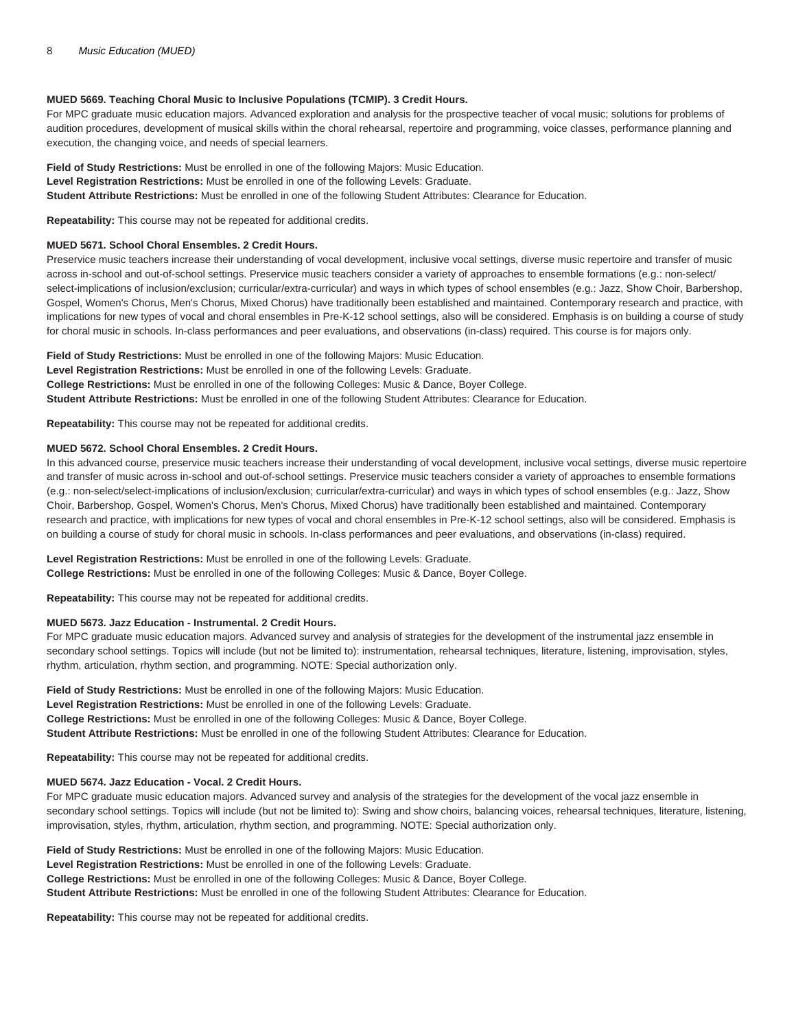**MUED 5669. Teaching Choral Music to Inclusive Populations (TCMIP). 3 Credit Hours.**

For MPC graduate music education majors. Advanced exploration and analysis for the prospective teacher of vocal music; solutions for problems of audition procedures, development of musical skills within the choral rehearsal, repertoire and programming, voice classes, performance planning and execution, the changing voice, and needs of special learners.

**Field of Study Restrictions:** Must be enrolled in one of the following Majors: Music Education.
**Level Registration Restrictions:** Must be enrolled in one of the following Levels: Graduate.
**Student Attribute Restrictions:** Must be enrolled in one of the following Student Attributes: Clearance for Education.

**Repeatability:** This course may not be repeated for additional credits.

**MUED 5671. School Choral Ensembles. 2 Credit Hours.**

Preservice music teachers increase their understanding of vocal development, inclusive vocal settings, diverse music repertoire and transfer of music across in-school and out-of-school settings. Preservice music teachers consider a variety of approaches to ensemble formations (e.g.: non-select/select-implications of inclusion/exclusion; curricular/extra-curricular) and ways in which types of school ensembles (e.g.: Jazz, Show Choir, Barbershop, Gospel, Women's Chorus, Men's Chorus, Mixed Chorus) have traditionally been established and maintained. Contemporary research and practice, with implications for new types of vocal and choral ensembles in Pre-K-12 school settings, also will be considered. Emphasis is on building a course of study for choral music in schools. In-class performances and peer evaluations, and observations (in-class) required. This course is for majors only.

**Field of Study Restrictions:** Must be enrolled in one of the following Majors: Music Education.
**Level Registration Restrictions:** Must be enrolled in one of the following Levels: Graduate.
**College Restrictions:** Must be enrolled in one of the following Colleges: Music & Dance, Boyer College.
**Student Attribute Restrictions:** Must be enrolled in one of the following Student Attributes: Clearance for Education.

**Repeatability:** This course may not be repeated for additional credits.

**MUED 5672. School Choral Ensembles. 2 Credit Hours.**

In this advanced course, preservice music teachers increase their understanding of vocal development, inclusive vocal settings, diverse music repertoire and transfer of music across in-school and out-of-school settings. Preservice music teachers consider a variety of approaches to ensemble formations (e.g.: non-select/select-implications of inclusion/exclusion; curricular/extra-curricular) and ways in which types of school ensembles (e.g.: Jazz, Show Choir, Barbershop, Gospel, Women's Chorus, Men's Chorus, Mixed Chorus) have traditionally been established and maintained. Contemporary research and practice, with implications for new types of vocal and choral ensembles in Pre-K-12 school settings, also will be considered. Emphasis is on building a course of study for choral music in schools. In-class performances and peer evaluations, and observations (in-class) required.

**Level Registration Restrictions:** Must be enrolled in one of the following Levels: Graduate.
**College Restrictions:** Must be enrolled in one of the following Colleges: Music & Dance, Boyer College.

**Repeatability:** This course may not be repeated for additional credits.

**MUED 5673. Jazz Education - Instrumental. 2 Credit Hours.**

For MPC graduate music education majors. Advanced survey and analysis of strategies for the development of the instrumental jazz ensemble in secondary school settings. Topics will include (but not be limited to): instrumentation, rehearsal techniques, literature, listening, improvisation, styles, rhythm, articulation, rhythm section, and programming. NOTE: Special authorization only.

**Field of Study Restrictions:** Must be enrolled in one of the following Majors: Music Education.
**Level Registration Restrictions:** Must be enrolled in one of the following Levels: Graduate.
**College Restrictions:** Must be enrolled in one of the following Colleges: Music & Dance, Boyer College.
**Student Attribute Restrictions:** Must be enrolled in one of the following Student Attributes: Clearance for Education.

**Repeatability:** This course may not be repeated for additional credits.

**MUED 5674. Jazz Education - Vocal. 2 Credit Hours.**

For MPC graduate music education majors. Advanced survey and analysis of the strategies for the development of the vocal jazz ensemble in secondary school settings. Topics will include (but not be limited to): Swing and show choirs, balancing voices, rehearsal techniques, literature, listening, improvisation, styles, rhythm, articulation, rhythm section, and programming. NOTE: Special authorization only.

**Field of Study Restrictions:** Must be enrolled in one of the following Majors: Music Education.
**Level Registration Restrictions:** Must be enrolled in one of the following Levels: Graduate.
**College Restrictions:** Must be enrolled in one of the following Colleges: Music & Dance, Boyer College.
**Student Attribute Restrictions:** Must be enrolled in one of the following Student Attributes: Clearance for Education.

**Repeatability:** This course may not be repeated for additional credits.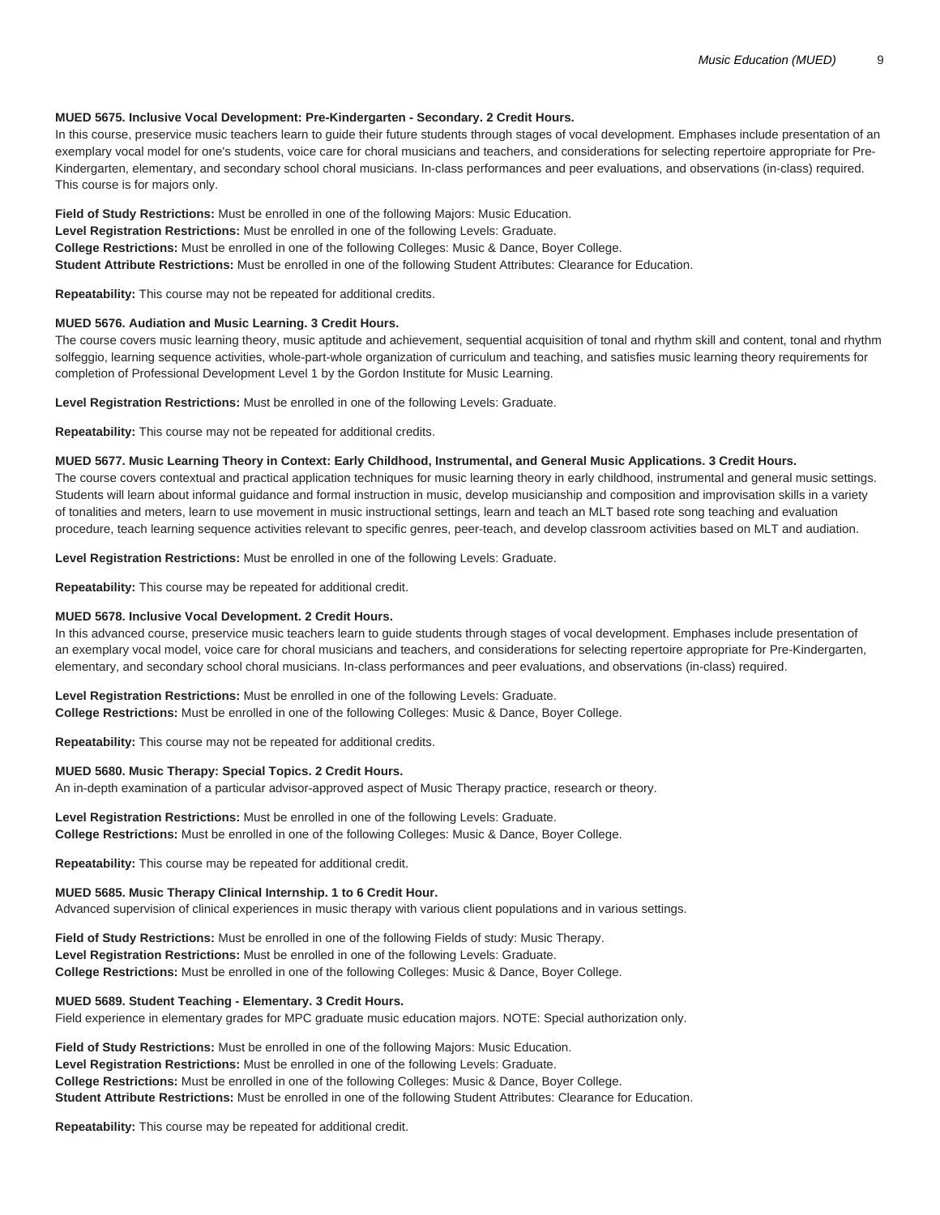**MUED 5675. Inclusive Vocal Development: Pre-Kindergarten - Secondary. 2 Credit Hours.**
In this course, preservice music teachers learn to guide their future students through stages of vocal development. Emphases include presentation of an exemplary vocal model for one's students, voice care for choral musicians and teachers, and considerations for selecting repertoire appropriate for Pre-Kindergarten, elementary, and secondary school choral musicians. In-class performances and peer evaluations, and observations (in-class) required. This course is for majors only.

**Field of Study Restrictions:** Must be enrolled in one of the following Majors: Music Education.
**Level Registration Restrictions:** Must be enrolled in one of the following Levels: Graduate.
**College Restrictions:** Must be enrolled in one of the following Colleges: Music & Dance, Boyer College.
**Student Attribute Restrictions:** Must be enrolled in one of the following Student Attributes: Clearance for Education.

**Repeatability:** This course may not be repeated for additional credits.

**MUED 5676. Audiation and Music Learning. 3 Credit Hours.**
The course covers music learning theory, music aptitude and achievement, sequential acquisition of tonal and rhythm skill and content, tonal and rhythm solfeggio, learning sequence activities, whole-part-whole organization of curriculum and teaching, and satisfies music learning theory requirements for completion of Professional Development Level 1 by the Gordon Institute for Music Learning.

**Level Registration Restrictions:** Must be enrolled in one of the following Levels: Graduate.

**Repeatability:** This course may not be repeated for additional credits.

**MUED 5677. Music Learning Theory in Context: Early Childhood, Instrumental, and General Music Applications. 3 Credit Hours.**
The course covers contextual and practical application techniques for music learning theory in early childhood, instrumental and general music settings. Students will learn about informal guidance and formal instruction in music, develop musicianship and composition and improvisation skills in a variety of tonalities and meters, learn to use movement in music instructional settings, learn and teach an MLT based rote song teaching and evaluation procedure, teach learning sequence activities relevant to specific genres, peer-teach, and develop classroom activities based on MLT and audiation.

**Level Registration Restrictions:** Must be enrolled in one of the following Levels: Graduate.

**Repeatability:** This course may be repeated for additional credit.

**MUED 5678. Inclusive Vocal Development. 2 Credit Hours.**
In this advanced course, preservice music teachers learn to guide students through stages of vocal development. Emphases include presentation of an exemplary vocal model, voice care for choral musicians and teachers, and considerations for selecting repertoire appropriate for Pre-Kindergarten, elementary, and secondary school choral musicians. In-class performances and peer evaluations, and observations (in-class) required.

**Level Registration Restrictions:** Must be enrolled in one of the following Levels: Graduate.
**College Restrictions:** Must be enrolled in one of the following Colleges: Music & Dance, Boyer College.

**Repeatability:** This course may not be repeated for additional credits.

**MUED 5680. Music Therapy: Special Topics. 2 Credit Hours.**
An in-depth examination of a particular advisor-approved aspect of Music Therapy practice, research or theory.

**Level Registration Restrictions:** Must be enrolled in one of the following Levels: Graduate.
**College Restrictions:** Must be enrolled in one of the following Colleges: Music & Dance, Boyer College.

**Repeatability:** This course may be repeated for additional credit.

**MUED 5685. Music Therapy Clinical Internship. 1 to 6 Credit Hour.**
Advanced supervision of clinical experiences in music therapy with various client populations and in various settings.

**Field of Study Restrictions:** Must be enrolled in one of the following Fields of study: Music Therapy.
**Level Registration Restrictions:** Must be enrolled in one of the following Levels: Graduate.
**College Restrictions:** Must be enrolled in one of the following Colleges: Music & Dance, Boyer College.

**MUED 5689. Student Teaching - Elementary. 3 Credit Hours.**
Field experience in elementary grades for MPC graduate music education majors. NOTE: Special authorization only.

**Field of Study Restrictions:** Must be enrolled in one of the following Majors: Music Education.
**Level Registration Restrictions:** Must be enrolled in one of the following Levels: Graduate.
**College Restrictions:** Must be enrolled in one of the following Colleges: Music & Dance, Boyer College.
**Student Attribute Restrictions:** Must be enrolled in one of the following Student Attributes: Clearance for Education.

**Repeatability:** This course may be repeated for additional credit.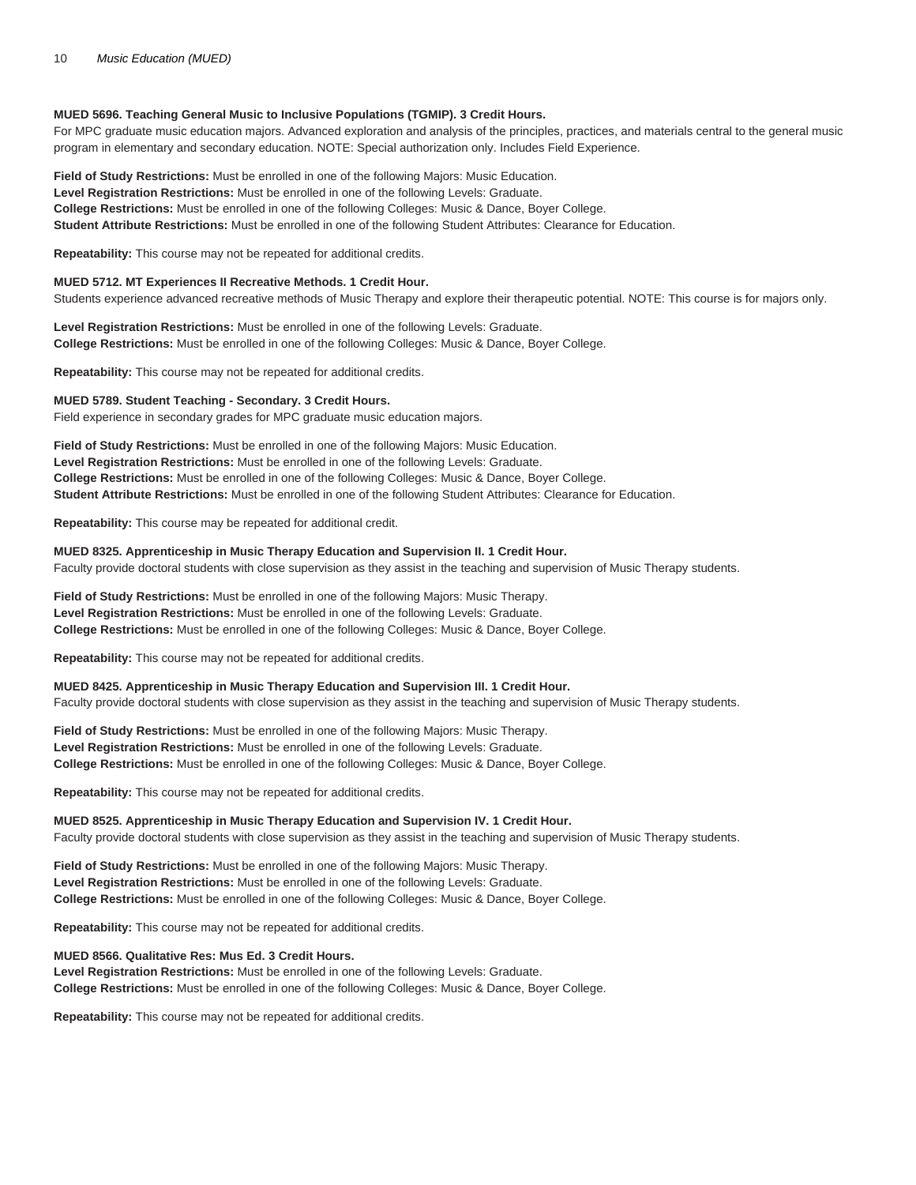**MUED 5696. Teaching General Music to Inclusive Populations (TGMIP). 3 Credit Hours.**
For MPC graduate music education majors. Advanced exploration and analysis of the principles, practices, and materials central to the general music program in elementary and secondary education. NOTE: Special authorization only. Includes Field Experience.

**Field of Study Restrictions:** Must be enrolled in one of the following Majors: Music Education.
**Level Registration Restrictions:** Must be enrolled in one of the following Levels: Graduate.
**College Restrictions:** Must be enrolled in one of the following Colleges: Music & Dance, Boyer College.
**Student Attribute Restrictions:** Must be enrolled in one of the following Student Attributes: Clearance for Education.

**Repeatability:** This course may not be repeated for additional credits.

**MUED 5712. MT Experiences II Recreative Methods. 1 Credit Hour.**
Students experience advanced recreative methods of Music Therapy and explore their therapeutic potential. NOTE: This course is for majors only.

**Level Registration Restrictions:** Must be enrolled in one of the following Levels: Graduate.
**College Restrictions:** Must be enrolled in one of the following Colleges: Music & Dance, Boyer College.

**Repeatability:** This course may not be repeated for additional credits.

**MUED 5789. Student Teaching - Secondary. 3 Credit Hours.**
Field experience in secondary grades for MPC graduate music education majors.

**Field of Study Restrictions:** Must be enrolled in one of the following Majors: Music Education.
**Level Registration Restrictions:** Must be enrolled in one of the following Levels: Graduate.
**College Restrictions:** Must be enrolled in one of the following Colleges: Music & Dance, Boyer College.
**Student Attribute Restrictions:** Must be enrolled in one of the following Student Attributes: Clearance for Education.

**Repeatability:** This course may be repeated for additional credit.

**MUED 8325. Apprenticeship in Music Therapy Education and Supervision II. 1 Credit Hour.**
Faculty provide doctoral students with close supervision as they assist in the teaching and supervision of Music Therapy students.

**Field of Study Restrictions:** Must be enrolled in one of the following Majors: Music Therapy.
**Level Registration Restrictions:** Must be enrolled in one of the following Levels: Graduate.
**College Restrictions:** Must be enrolled in one of the following Colleges: Music & Dance, Boyer College.

**Repeatability:** This course may not be repeated for additional credits.

**MUED 8425. Apprenticeship in Music Therapy Education and Supervision III. 1 Credit Hour.**
Faculty provide doctoral students with close supervision as they assist in the teaching and supervision of Music Therapy students.

**Field of Study Restrictions:** Must be enrolled in one of the following Majors: Music Therapy.
**Level Registration Restrictions:** Must be enrolled in one of the following Levels: Graduate.
**College Restrictions:** Must be enrolled in one of the following Colleges: Music & Dance, Boyer College.

**Repeatability:** This course may not be repeated for additional credits.

**MUED 8525. Apprenticeship in Music Therapy Education and Supervision IV. 1 Credit Hour.**
Faculty provide doctoral students with close supervision as they assist in the teaching and supervision of Music Therapy students.

**Field of Study Restrictions:** Must be enrolled in one of the following Majors: Music Therapy.
**Level Registration Restrictions:** Must be enrolled in one of the following Levels: Graduate.
**College Restrictions:** Must be enrolled in one of the following Colleges: Music & Dance, Boyer College.

**Repeatability:** This course may not be repeated for additional credits.

**MUED 8566. Qualitative Res: Mus Ed. 3 Credit Hours.**
**Level Registration Restrictions:** Must be enrolled in one of the following Levels: Graduate.
**College Restrictions:** Must be enrolled in one of the following Colleges: Music & Dance, Boyer College.

**Repeatability:** This course may not be repeated for additional credits.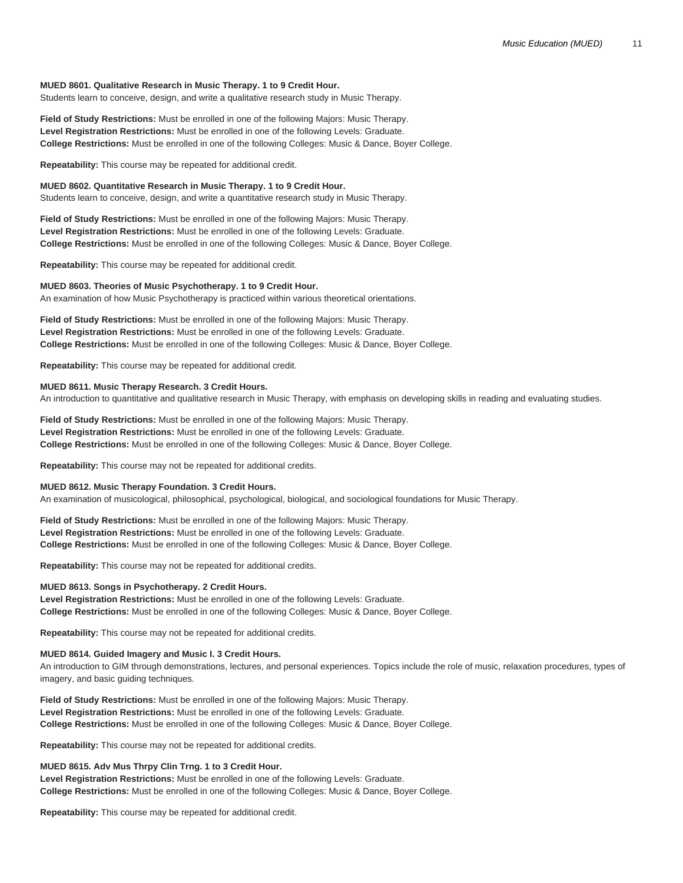**MUED 8601. Qualitative Research in Music Therapy. 1 to 9 Credit Hour.**
Students learn to conceive, design, and write a qualitative research study in Music Therapy.

**Field of Study Restrictions:** Must be enrolled in one of the following Majors: Music Therapy.
**Level Registration Restrictions:** Must be enrolled in one of the following Levels: Graduate.
**College Restrictions:** Must be enrolled in one of the following Colleges: Music & Dance, Boyer College.

**Repeatability:** This course may be repeated for additional credit.

**MUED 8602. Quantitative Research in Music Therapy. 1 to 9 Credit Hour.**
Students learn to conceive, design, and write a quantitative research study in Music Therapy.

**Field of Study Restrictions:** Must be enrolled in one of the following Majors: Music Therapy.
**Level Registration Restrictions:** Must be enrolled in one of the following Levels: Graduate.
**College Restrictions:** Must be enrolled in one of the following Colleges: Music & Dance, Boyer College.

**Repeatability:** This course may be repeated for additional credit.

**MUED 8603. Theories of Music Psychotherapy. 1 to 9 Credit Hour.**
An examination of how Music Psychotherapy is practiced within various theoretical orientations.

**Field of Study Restrictions:** Must be enrolled in one of the following Majors: Music Therapy.
**Level Registration Restrictions:** Must be enrolled in one of the following Levels: Graduate.
**College Restrictions:** Must be enrolled in one of the following Colleges: Music & Dance, Boyer College.

**Repeatability:** This course may be repeated for additional credit.

**MUED 8611. Music Therapy Research. 3 Credit Hours.**
An introduction to quantitative and qualitative research in Music Therapy, with emphasis on developing skills in reading and evaluating studies.

**Field of Study Restrictions:** Must be enrolled in one of the following Majors: Music Therapy.
**Level Registration Restrictions:** Must be enrolled in one of the following Levels: Graduate.
**College Restrictions:** Must be enrolled in one of the following Colleges: Music & Dance, Boyer College.

**Repeatability:** This course may not be repeated for additional credits.

**MUED 8612. Music Therapy Foundation. 3 Credit Hours.**
An examination of musicological, philosophical, psychological, biological, and sociological foundations for Music Therapy.

**Field of Study Restrictions:** Must be enrolled in one of the following Majors: Music Therapy.
**Level Registration Restrictions:** Must be enrolled in one of the following Levels: Graduate.
**College Restrictions:** Must be enrolled in one of the following Colleges: Music & Dance, Boyer College.

**Repeatability:** This course may not be repeated for additional credits.

**MUED 8613. Songs in Psychotherapy. 2 Credit Hours.**
**Level Registration Restrictions:** Must be enrolled in one of the following Levels: Graduate.
**College Restrictions:** Must be enrolled in one of the following Colleges: Music & Dance, Boyer College.

**Repeatability:** This course may not be repeated for additional credits.

**MUED 8614. Guided Imagery and Music I. 3 Credit Hours.**
An introduction to GIM through demonstrations, lectures, and personal experiences. Topics include the role of music, relaxation procedures, types of imagery, and basic guiding techniques.

**Field of Study Restrictions:** Must be enrolled in one of the following Majors: Music Therapy.
**Level Registration Restrictions:** Must be enrolled in one of the following Levels: Graduate.
**College Restrictions:** Must be enrolled in one of the following Colleges: Music & Dance, Boyer College.

**Repeatability:** This course may not be repeated for additional credits.

**MUED 8615. Adv Mus Thrpy Clin Trng. 1 to 3 Credit Hour.**
**Level Registration Restrictions:** Must be enrolled in one of the following Levels: Graduate.
**College Restrictions:** Must be enrolled in one of the following Colleges: Music & Dance, Boyer College.

**Repeatability:** This course may be repeated for additional credit.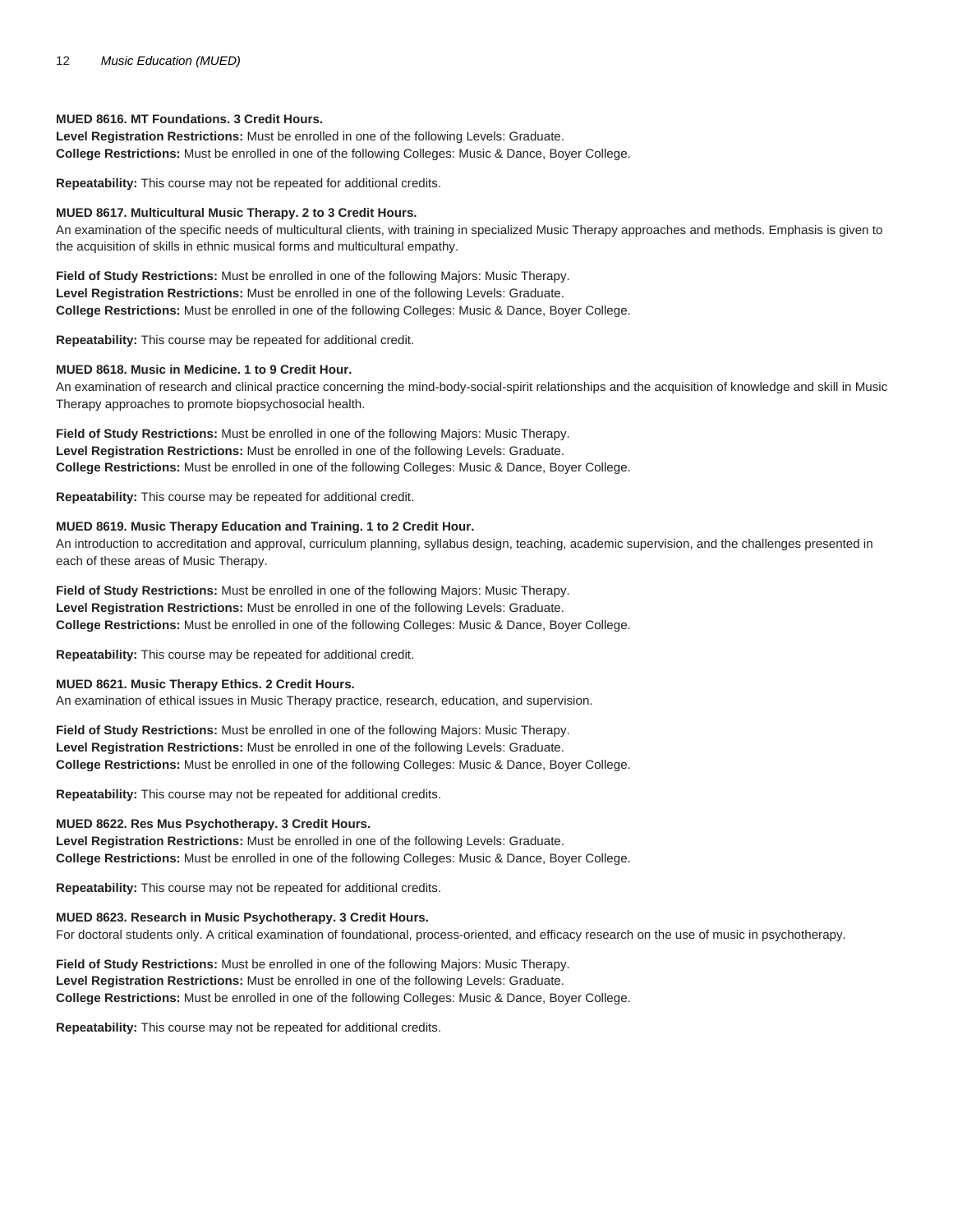**MUED 8616. MT Foundations. 3 Credit Hours.**
**Level Registration Restrictions:** Must be enrolled in one of the following Levels: Graduate.
**College Restrictions:** Must be enrolled in one of the following Colleges: Music & Dance, Boyer College.

**Repeatability:** This course may not be repeated for additional credits.

**MUED 8617. Multicultural Music Therapy. 2 to 3 Credit Hours.**
An examination of the specific needs of multicultural clients, with training in specialized Music Therapy approaches and methods. Emphasis is given to the acquisition of skills in ethnic musical forms and multicultural empathy.

**Field of Study Restrictions:** Must be enrolled in one of the following Majors: Music Therapy.
**Level Registration Restrictions:** Must be enrolled in one of the following Levels: Graduate.
**College Restrictions:** Must be enrolled in one of the following Colleges: Music & Dance, Boyer College.

**Repeatability:** This course may be repeated for additional credit.

**MUED 8618. Music in Medicine. 1 to 9 Credit Hour.**
An examination of research and clinical practice concerning the mind-body-social-spirit relationships and the acquisition of knowledge and skill in Music Therapy approaches to promote biopsychosocial health.

**Field of Study Restrictions:** Must be enrolled in one of the following Majors: Music Therapy.
**Level Registration Restrictions:** Must be enrolled in one of the following Levels: Graduate.
**College Restrictions:** Must be enrolled in one of the following Colleges: Music & Dance, Boyer College.

**Repeatability:** This course may be repeated for additional credit.

**MUED 8619. Music Therapy Education and Training. 1 to 2 Credit Hour.**
An introduction to accreditation and approval, curriculum planning, syllabus design, teaching, academic supervision, and the challenges presented in each of these areas of Music Therapy.

**Field of Study Restrictions:** Must be enrolled in one of the following Majors: Music Therapy.
**Level Registration Restrictions:** Must be enrolled in one of the following Levels: Graduate.
**College Restrictions:** Must be enrolled in one of the following Colleges: Music & Dance, Boyer College.

**Repeatability:** This course may be repeated for additional credit.

**MUED 8621. Music Therapy Ethics. 2 Credit Hours.**
An examination of ethical issues in Music Therapy practice, research, education, and supervision.

**Field of Study Restrictions:** Must be enrolled in one of the following Majors: Music Therapy.
**Level Registration Restrictions:** Must be enrolled in one of the following Levels: Graduate.
**College Restrictions:** Must be enrolled in one of the following Colleges: Music & Dance, Boyer College.

**Repeatability:** This course may not be repeated for additional credits.

**MUED 8622. Res Mus Psychotherapy. 3 Credit Hours.**
**Level Registration Restrictions:** Must be enrolled in one of the following Levels: Graduate.
**College Restrictions:** Must be enrolled in one of the following Colleges: Music & Dance, Boyer College.

**Repeatability:** This course may not be repeated for additional credits.

**MUED 8623. Research in Music Psychotherapy. 3 Credit Hours.**
For doctoral students only. A critical examination of foundational, process-oriented, and efficacy research on the use of music in psychotherapy.

**Field of Study Restrictions:** Must be enrolled in one of the following Majors: Music Therapy.
**Level Registration Restrictions:** Must be enrolled in one of the following Levels: Graduate.
**College Restrictions:** Must be enrolled in one of the following Colleges: Music & Dance, Boyer College.

**Repeatability:** This course may not be repeated for additional credits.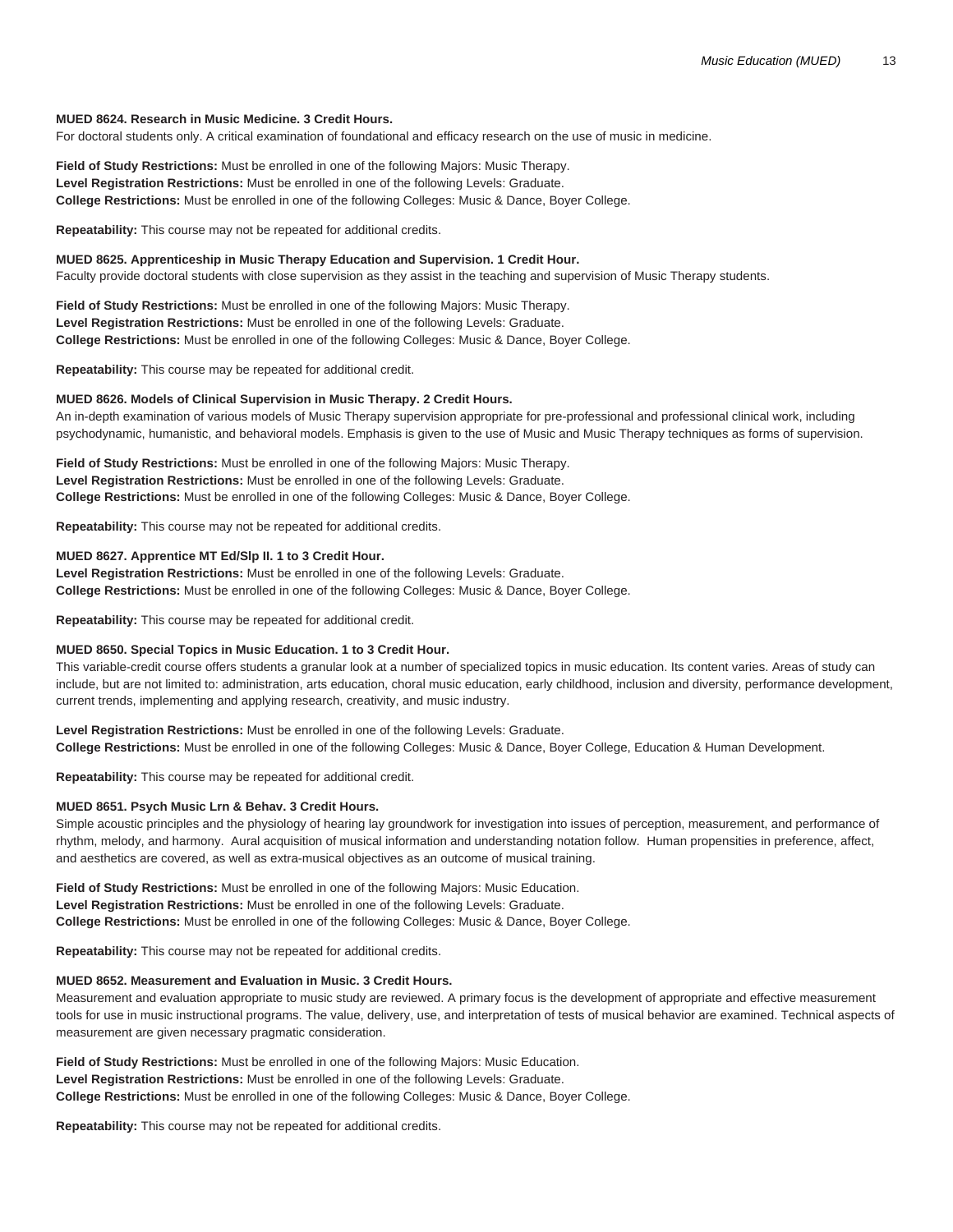**MUED 8624. Research in Music Medicine. 3 Credit Hours.**
For doctoral students only. A critical examination of foundational and efficacy research on the use of music in medicine.

**Field of Study Restrictions:** Must be enrolled in one of the following Majors: Music Therapy.
**Level Registration Restrictions:** Must be enrolled in one of the following Levels: Graduate.
**College Restrictions:** Must be enrolled in one of the following Colleges: Music & Dance, Boyer College.

**Repeatability:** This course may not be repeated for additional credits.

**MUED 8625. Apprenticeship in Music Therapy Education and Supervision. 1 Credit Hour.**
Faculty provide doctoral students with close supervision as they assist in the teaching and supervision of Music Therapy students.

**Field of Study Restrictions:** Must be enrolled in one of the following Majors: Music Therapy.
**Level Registration Restrictions:** Must be enrolled in one of the following Levels: Graduate.
**College Restrictions:** Must be enrolled in one of the following Colleges: Music & Dance, Boyer College.

**Repeatability:** This course may be repeated for additional credit.

**MUED 8626. Models of Clinical Supervision in Music Therapy. 2 Credit Hours.**
An in-depth examination of various models of Music Therapy supervision appropriate for pre-professional and professional clinical work, including psychodynamic, humanistic, and behavioral models. Emphasis is given to the use of Music and Music Therapy techniques as forms of supervision.

**Field of Study Restrictions:** Must be enrolled in one of the following Majors: Music Therapy.
**Level Registration Restrictions:** Must be enrolled in one of the following Levels: Graduate.
**College Restrictions:** Must be enrolled in one of the following Colleges: Music & Dance, Boyer College.

**Repeatability:** This course may not be repeated for additional credits.

**MUED 8627. Apprentice MT Ed/Slp II. 1 to 3 Credit Hour.**
**Level Registration Restrictions:** Must be enrolled in one of the following Levels: Graduate.
**College Restrictions:** Must be enrolled in one of the following Colleges: Music & Dance, Boyer College.

**Repeatability:** This course may be repeated for additional credit.

**MUED 8650. Special Topics in Music Education. 1 to 3 Credit Hour.**
This variable-credit course offers students a granular look at a number of specialized topics in music education. Its content varies. Areas of study can include, but are not limited to: administration, arts education, choral music education, early childhood, inclusion and diversity, performance development, current trends, implementing and applying research, creativity, and music industry.

**Level Registration Restrictions:** Must be enrolled in one of the following Levels: Graduate.
**College Restrictions:** Must be enrolled in one of the following Colleges: Music & Dance, Boyer College, Education & Human Development.

**Repeatability:** This course may be repeated for additional credit.

**MUED 8651. Psych Music Lrn & Behav. 3 Credit Hours.**
Simple acoustic principles and the physiology of hearing lay groundwork for investigation into issues of perception, measurement, and performance of rhythm, melody, and harmony. Aural acquisition of musical information and understanding notation follow. Human propensities in preference, affect, and aesthetics are covered, as well as extra-musical objectives as an outcome of musical training.

**Field of Study Restrictions:** Must be enrolled in one of the following Majors: Music Education.
**Level Registration Restrictions:** Must be enrolled in one of the following Levels: Graduate.
**College Restrictions:** Must be enrolled in one of the following Colleges: Music & Dance, Boyer College.

**Repeatability:** This course may not be repeated for additional credits.

**MUED 8652. Measurement and Evaluation in Music. 3 Credit Hours.**
Measurement and evaluation appropriate to music study are reviewed. A primary focus is the development of appropriate and effective measurement tools for use in music instructional programs. The value, delivery, use, and interpretation of tests of musical behavior are examined. Technical aspects of measurement are given necessary pragmatic consideration.

**Field of Study Restrictions:** Must be enrolled in one of the following Majors: Music Education.
**Level Registration Restrictions:** Must be enrolled in one of the following Levels: Graduate.
**College Restrictions:** Must be enrolled in one of the following Colleges: Music & Dance, Boyer College.

**Repeatability:** This course may not be repeated for additional credits.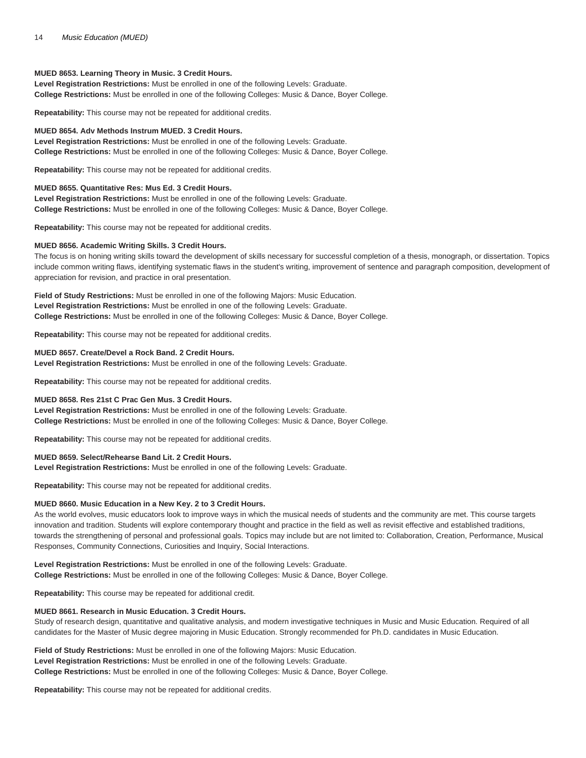**MUED 8653. Learning Theory in Music. 3 Credit Hours.**
**Level Registration Restrictions:** Must be enrolled in one of the following Levels: Graduate.
**College Restrictions:** Must be enrolled in one of the following Colleges: Music & Dance, Boyer College.

**Repeatability:** This course may not be repeated for additional credits.

**MUED 8654. Adv Methods Instrum MUED. 3 Credit Hours.**
**Level Registration Restrictions:** Must be enrolled in one of the following Levels: Graduate.
**College Restrictions:** Must be enrolled in one of the following Colleges: Music & Dance, Boyer College.

**Repeatability:** This course may not be repeated for additional credits.

**MUED 8655. Quantitative Res: Mus Ed. 3 Credit Hours.**
**Level Registration Restrictions:** Must be enrolled in one of the following Levels: Graduate.
**College Restrictions:** Must be enrolled in one of the following Colleges: Music & Dance, Boyer College.

**Repeatability:** This course may not be repeated for additional credits.

**MUED 8656. Academic Writing Skills. 3 Credit Hours.**
The focus is on honing writing skills toward the development of skills necessary for successful completion of a thesis, monograph, or dissertation. Topics include common writing flaws, identifying systematic flaws in the student's writing, improvement of sentence and paragraph composition, development of appreciation for revision, and practice in oral presentation.

**Field of Study Restrictions:** Must be enrolled in one of the following Majors: Music Education.
**Level Registration Restrictions:** Must be enrolled in one of the following Levels: Graduate.
**College Restrictions:** Must be enrolled in one of the following Colleges: Music & Dance, Boyer College.

**Repeatability:** This course may not be repeated for additional credits.

**MUED 8657. Create/Devel a Rock Band. 2 Credit Hours.**
**Level Registration Restrictions:** Must be enrolled in one of the following Levels: Graduate.

**Repeatability:** This course may not be repeated for additional credits.

**MUED 8658. Res 21st C Prac Gen Mus. 3 Credit Hours.**
**Level Registration Restrictions:** Must be enrolled in one of the following Levels: Graduate.
**College Restrictions:** Must be enrolled in one of the following Colleges: Music & Dance, Boyer College.

**Repeatability:** This course may not be repeated for additional credits.

**MUED 8659. Select/Rehearse Band Lit. 2 Credit Hours.**
**Level Registration Restrictions:** Must be enrolled in one of the following Levels: Graduate.

**Repeatability:** This course may not be repeated for additional credits.

**MUED 8660. Music Education in a New Key. 2 to 3 Credit Hours.**
As the world evolves, music educators look to improve ways in which the musical needs of students and the community are met. This course targets innovation and tradition. Students will explore contemporary thought and practice in the field as well as revisit effective and established traditions, towards the strengthening of personal and professional goals. Topics may include but are not limited to: Collaboration, Creation, Performance, Musical Responses, Community Connections, Curiosities and Inquiry, Social Interactions.

**Level Registration Restrictions:** Must be enrolled in one of the following Levels: Graduate.
**College Restrictions:** Must be enrolled in one of the following Colleges: Music & Dance, Boyer College.

**Repeatability:** This course may be repeated for additional credit.

**MUED 8661. Research in Music Education. 3 Credit Hours.**
Study of research design, quantitative and qualitative analysis, and modern investigative techniques in Music and Music Education. Required of all candidates for the Master of Music degree majoring in Music Education. Strongly recommended for Ph.D. candidates in Music Education.

**Field of Study Restrictions:** Must be enrolled in one of the following Majors: Music Education.
**Level Registration Restrictions:** Must be enrolled in one of the following Levels: Graduate.
**College Restrictions:** Must be enrolled in one of the following Colleges: Music & Dance, Boyer College.

**Repeatability:** This course may not be repeated for additional credits.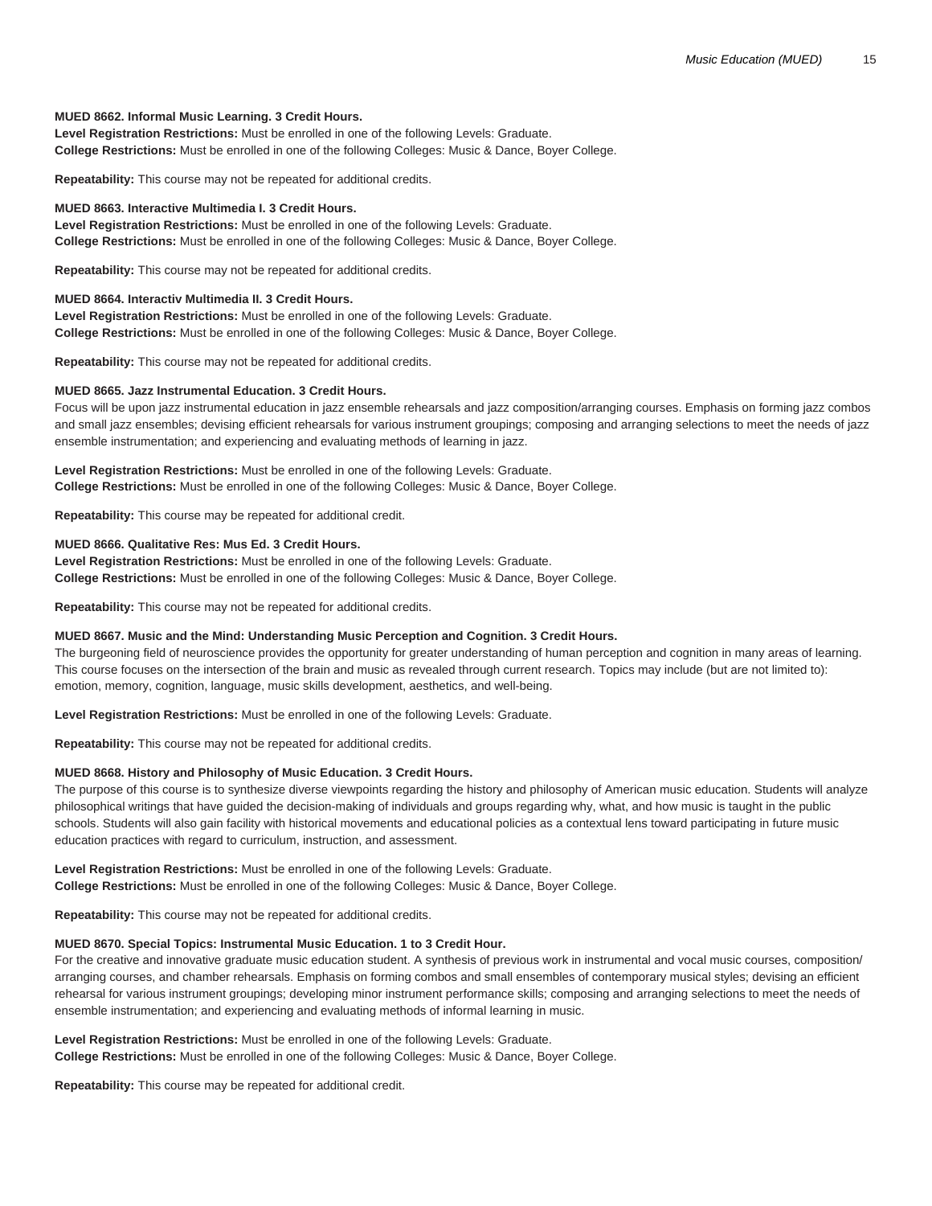**MUED 8662. Informal Music Learning. 3 Credit Hours.**
**Level Registration Restrictions:** Must be enrolled in one of the following Levels: Graduate.
**College Restrictions:** Must be enrolled in one of the following Colleges: Music & Dance, Boyer College.

**Repeatability:** This course may not be repeated for additional credits.

**MUED 8663. Interactive Multimedia I. 3 Credit Hours.**
**Level Registration Restrictions:** Must be enrolled in one of the following Levels: Graduate.
**College Restrictions:** Must be enrolled in one of the following Colleges: Music & Dance, Boyer College.

**Repeatability:** This course may not be repeated for additional credits.

**MUED 8664. Interactiv Multimedia II. 3 Credit Hours.**
**Level Registration Restrictions:** Must be enrolled in one of the following Levels: Graduate.
**College Restrictions:** Must be enrolled in one of the following Colleges: Music & Dance, Boyer College.

**Repeatability:** This course may not be repeated for additional credits.

**MUED 8665. Jazz Instrumental Education. 3 Credit Hours.**
Focus will be upon jazz instrumental education in jazz ensemble rehearsals and jazz composition/arranging courses. Emphasis on forming jazz combos and small jazz ensembles; devising efficient rehearsals for various instrument groupings; composing and arranging selections to meet the needs of jazz ensemble instrumentation; and experiencing and evaluating methods of learning in jazz.

**Level Registration Restrictions:** Must be enrolled in one of the following Levels: Graduate.
**College Restrictions:** Must be enrolled in one of the following Colleges: Music & Dance, Boyer College.

**Repeatability:** This course may be repeated for additional credit.

**MUED 8666. Qualitative Res: Mus Ed. 3 Credit Hours.**
**Level Registration Restrictions:** Must be enrolled in one of the following Levels: Graduate.
**College Restrictions:** Must be enrolled in one of the following Colleges: Music & Dance, Boyer College.

**Repeatability:** This course may not be repeated for additional credits.

**MUED 8667. Music and the Mind: Understanding Music Perception and Cognition. 3 Credit Hours.**
The burgeoning field of neuroscience provides the opportunity for greater understanding of human perception and cognition in many areas of learning. This course focuses on the intersection of the brain and music as revealed through current research. Topics may include (but are not limited to): emotion, memory, cognition, language, music skills development, aesthetics, and well-being.

**Level Registration Restrictions:** Must be enrolled in one of the following Levels: Graduate.

**Repeatability:** This course may not be repeated for additional credits.

**MUED 8668. History and Philosophy of Music Education. 3 Credit Hours.**
The purpose of this course is to synthesize diverse viewpoints regarding the history and philosophy of American music education. Students will analyze philosophical writings that have guided the decision-making of individuals and groups regarding why, what, and how music is taught in the public schools. Students will also gain facility with historical movements and educational policies as a contextual lens toward participating in future music education practices with regard to curriculum, instruction, and assessment.

**Level Registration Restrictions:** Must be enrolled in one of the following Levels: Graduate.
**College Restrictions:** Must be enrolled in one of the following Colleges: Music & Dance, Boyer College.

**Repeatability:** This course may not be repeated for additional credits.

**MUED 8670. Special Topics: Instrumental Music Education. 1 to 3 Credit Hour.**
For the creative and innovative graduate music education student. A synthesis of previous work in instrumental and vocal music courses, composition/arranging courses, and chamber rehearsals. Emphasis on forming combos and small ensembles of contemporary musical styles; devising an efficient rehearsal for various instrument groupings; developing minor instrument performance skills; composing and arranging selections to meet the needs of ensemble instrumentation; and experiencing and evaluating methods of informal learning in music.

**Level Registration Restrictions:** Must be enrolled in one of the following Levels: Graduate.
**College Restrictions:** Must be enrolled in one of the following Colleges: Music & Dance, Boyer College.

**Repeatability:** This course may be repeated for additional credit.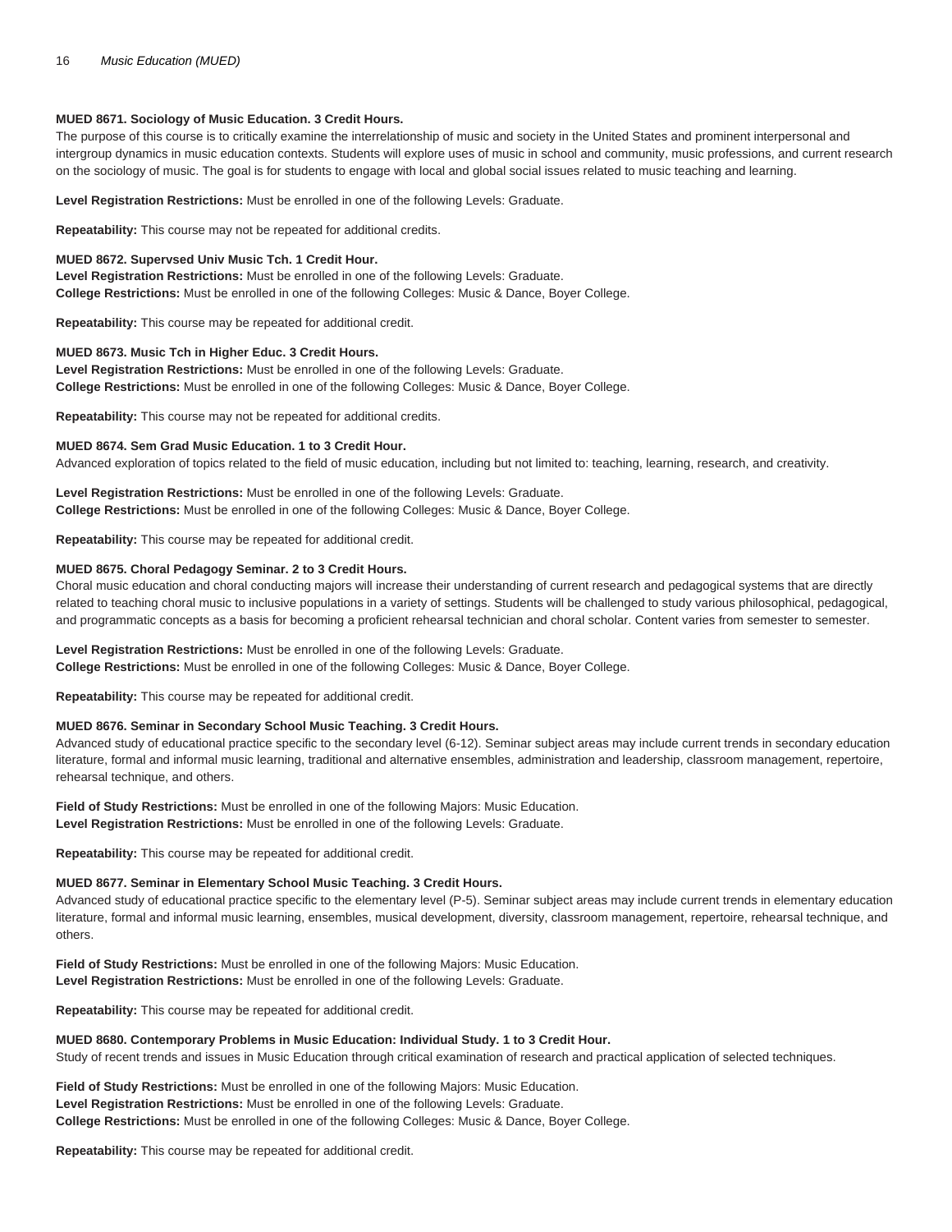**MUED 8671. Sociology of Music Education. 3 Credit Hours.**
The purpose of this course is to critically examine the interrelationship of music and society in the United States and prominent interpersonal and intergroup dynamics in music education contexts. Students will explore uses of music in school and community, music professions, and current research on the sociology of music. The goal is for students to engage with local and global social issues related to music teaching and learning.

**Level Registration Restrictions:** Must be enrolled in one of the following Levels: Graduate.

**Repeatability:** This course may not be repeated for additional credits.

**MUED 8672. Supervsed Univ Music Tch. 1 Credit Hour.**
**Level Registration Restrictions:** Must be enrolled in one of the following Levels: Graduate.
**College Restrictions:** Must be enrolled in one of the following Colleges: Music & Dance, Boyer College.

**Repeatability:** This course may be repeated for additional credit.

**MUED 8673. Music Tch in Higher Educ. 3 Credit Hours.**
**Level Registration Restrictions:** Must be enrolled in one of the following Levels: Graduate.
**College Restrictions:** Must be enrolled in one of the following Colleges: Music & Dance, Boyer College.

**Repeatability:** This course may not be repeated for additional credits.

**MUED 8674. Sem Grad Music Education. 1 to 3 Credit Hour.**
Advanced exploration of topics related to the field of music education, including but not limited to: teaching, learning, research, and creativity.

**Level Registration Restrictions:** Must be enrolled in one of the following Levels: Graduate.
**College Restrictions:** Must be enrolled in one of the following Colleges: Music & Dance, Boyer College.

**Repeatability:** This course may be repeated for additional credit.

**MUED 8675. Choral Pedagogy Seminar. 2 to 3 Credit Hours.**
Choral music education and choral conducting majors will increase their understanding of current research and pedagogical systems that are directly related to teaching choral music to inclusive populations in a variety of settings. Students will be challenged to study various philosophical, pedagogical, and programmatic concepts as a basis for becoming a proficient rehearsal technician and choral scholar. Content varies from semester to semester.

**Level Registration Restrictions:** Must be enrolled in one of the following Levels: Graduate.
**College Restrictions:** Must be enrolled in one of the following Colleges: Music & Dance, Boyer College.

**Repeatability:** This course may be repeated for additional credit.

**MUED 8676. Seminar in Secondary School Music Teaching. 3 Credit Hours.**
Advanced study of educational practice specific to the secondary level (6-12). Seminar subject areas may include current trends in secondary education literature, formal and informal music learning, traditional and alternative ensembles, administration and leadership, classroom management, repertoire, rehearsal technique, and others.

**Field of Study Restrictions:** Must be enrolled in one of the following Majors: Music Education.
**Level Registration Restrictions:** Must be enrolled in one of the following Levels: Graduate.

**Repeatability:** This course may be repeated for additional credit.

**MUED 8677. Seminar in Elementary School Music Teaching. 3 Credit Hours.**
Advanced study of educational practice specific to the elementary level (P-5). Seminar subject areas may include current trends in elementary education literature, formal and informal music learning, ensembles, musical development, diversity, classroom management, repertoire, rehearsal technique, and others.

**Field of Study Restrictions:** Must be enrolled in one of the following Majors: Music Education.
**Level Registration Restrictions:** Must be enrolled in one of the following Levels: Graduate.

**Repeatability:** This course may be repeated for additional credit.

**MUED 8680. Contemporary Problems in Music Education: Individual Study. 1 to 3 Credit Hour.**
Study of recent trends and issues in Music Education through critical examination of research and practical application of selected techniques.

**Field of Study Restrictions:** Must be enrolled in one of the following Majors: Music Education.
**Level Registration Restrictions:** Must be enrolled in one of the following Levels: Graduate.
**College Restrictions:** Must be enrolled in one of the following Colleges: Music & Dance, Boyer College.

**Repeatability:** This course may be repeated for additional credit.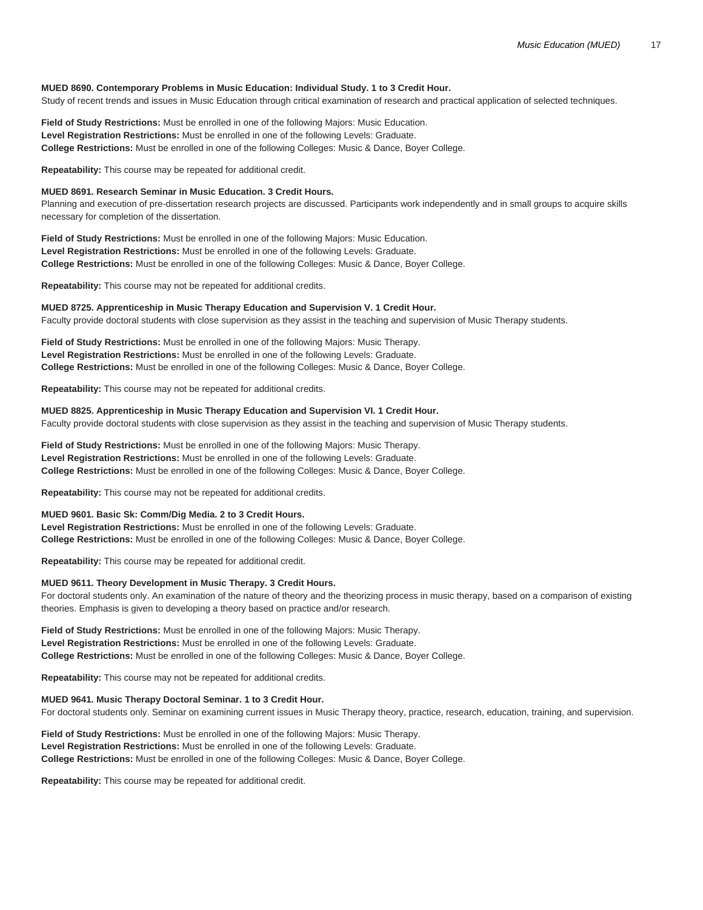**MUED 8690. Contemporary Problems in Music Education: Individual Study. 1 to 3 Credit Hour.**
Study of recent trends and issues in Music Education through critical examination of research and practical application of selected techniques.

**Field of Study Restrictions:** Must be enrolled in one of the following Majors: Music Education.
**Level Registration Restrictions:** Must be enrolled in one of the following Levels: Graduate.
**College Restrictions:** Must be enrolled in one of the following Colleges: Music & Dance, Boyer College.

**Repeatability:** This course may be repeated for additional credit.

**MUED 8691. Research Seminar in Music Education. 3 Credit Hours.**
Planning and execution of pre-dissertation research projects are discussed. Participants work independently and in small groups to acquire skills necessary for completion of the dissertation.

**Field of Study Restrictions:** Must be enrolled in one of the following Majors: Music Education.
**Level Registration Restrictions:** Must be enrolled in one of the following Levels: Graduate.
**College Restrictions:** Must be enrolled in one of the following Colleges: Music & Dance, Boyer College.

**Repeatability:** This course may not be repeated for additional credits.

**MUED 8725. Apprenticeship in Music Therapy Education and Supervision V. 1 Credit Hour.**
Faculty provide doctoral students with close supervision as they assist in the teaching and supervision of Music Therapy students.

**Field of Study Restrictions:** Must be enrolled in one of the following Majors: Music Therapy.
**Level Registration Restrictions:** Must be enrolled in one of the following Levels: Graduate.
**College Restrictions:** Must be enrolled in one of the following Colleges: Music & Dance, Boyer College.

**Repeatability:** This course may not be repeated for additional credits.

**MUED 8825. Apprenticeship in Music Therapy Education and Supervision VI. 1 Credit Hour.**
Faculty provide doctoral students with close supervision as they assist in the teaching and supervision of Music Therapy students.

**Field of Study Restrictions:** Must be enrolled in one of the following Majors: Music Therapy.
**Level Registration Restrictions:** Must be enrolled in one of the following Levels: Graduate.
**College Restrictions:** Must be enrolled in one of the following Colleges: Music & Dance, Boyer College.

**Repeatability:** This course may not be repeated for additional credits.

**MUED 9601. Basic Sk: Comm/Dig Media. 2 to 3 Credit Hours.**
**Level Registration Restrictions:** Must be enrolled in one of the following Levels: Graduate.
**College Restrictions:** Must be enrolled in one of the following Colleges: Music & Dance, Boyer College.

**Repeatability:** This course may be repeated for additional credit.

**MUED 9611. Theory Development in Music Therapy. 3 Credit Hours.**
For doctoral students only. An examination of the nature of theory and the theorizing process in music therapy, based on a comparison of existing theories. Emphasis is given to developing a theory based on practice and/or research.

**Field of Study Restrictions:** Must be enrolled in one of the following Majors: Music Therapy.
**Level Registration Restrictions:** Must be enrolled in one of the following Levels: Graduate.
**College Restrictions:** Must be enrolled in one of the following Colleges: Music & Dance, Boyer College.

**Repeatability:** This course may not be repeated for additional credits.

**MUED 9641. Music Therapy Doctoral Seminar. 1 to 3 Credit Hour.**
For doctoral students only. Seminar on examining current issues in Music Therapy theory, practice, research, education, training, and supervision.

**Field of Study Restrictions:** Must be enrolled in one of the following Majors: Music Therapy.
**Level Registration Restrictions:** Must be enrolled in one of the following Levels: Graduate.
**College Restrictions:** Must be enrolled in one of the following Colleges: Music & Dance, Boyer College.

**Repeatability:** This course may be repeated for additional credit.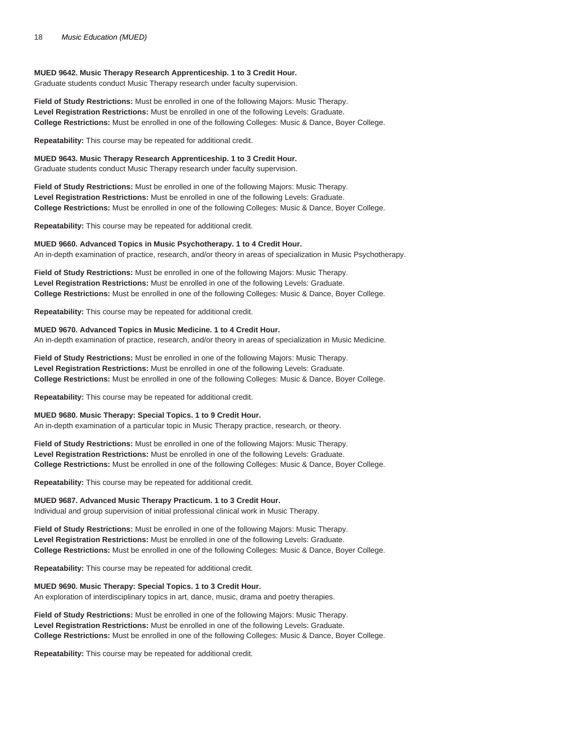**MUED 9642. Music Therapy Research Apprenticeship. 1 to 3 Credit Hour.**
Graduate students conduct Music Therapy research under faculty supervision.

**Field of Study Restrictions:** Must be enrolled in one of the following Majors: Music Therapy.
**Level Registration Restrictions:** Must be enrolled in one of the following Levels: Graduate.
**College Restrictions:** Must be enrolled in one of the following Colleges: Music & Dance, Boyer College.

**Repeatability:** This course may be repeated for additional credit.

**MUED 9643. Music Therapy Research Apprenticeship. 1 to 3 Credit Hour.**
Graduate students conduct Music Therapy research under faculty supervision.

**Field of Study Restrictions:** Must be enrolled in one of the following Majors: Music Therapy.
**Level Registration Restrictions:** Must be enrolled in one of the following Levels: Graduate.
**College Restrictions:** Must be enrolled in one of the following Colleges: Music & Dance, Boyer College.

**Repeatability:** This course may be repeated for additional credit.

**MUED 9660. Advanced Topics in Music Psychotherapy. 1 to 4 Credit Hour.**
An in-depth examination of practice, research, and/or theory in areas of specialization in Music Psychotherapy.

**Field of Study Restrictions:** Must be enrolled in one of the following Majors: Music Therapy.
**Level Registration Restrictions:** Must be enrolled in one of the following Levels: Graduate.
**College Restrictions:** Must be enrolled in one of the following Colleges: Music & Dance, Boyer College.

**Repeatability:** This course may be repeated for additional credit.

**MUED 9670. Advanced Topics in Music Medicine. 1 to 4 Credit Hour.**
An in-depth examination of practice, research, and/or theory in areas of specialization in Music Medicine.

**Field of Study Restrictions:** Must be enrolled in one of the following Majors: Music Therapy.
**Level Registration Restrictions:** Must be enrolled in one of the following Levels: Graduate.
**College Restrictions:** Must be enrolled in one of the following Colleges: Music & Dance, Boyer College.

**Repeatability:** This course may be repeated for additional credit.

**MUED 9680. Music Therapy: Special Topics. 1 to 9 Credit Hour.**
An in-depth examination of a particular topic in Music Therapy practice, research, or theory.

**Field of Study Restrictions:** Must be enrolled in one of the following Majors: Music Therapy.
**Level Registration Restrictions:** Must be enrolled in one of the following Levels: Graduate.
**College Restrictions:** Must be enrolled in one of the following Colleges: Music & Dance, Boyer College.

**Repeatability:** This course may be repeated for additional credit.

**MUED 9687. Advanced Music Therapy Practicum. 1 to 3 Credit Hour.**
Individual and group supervision of initial professional clinical work in Music Therapy.

**Field of Study Restrictions:** Must be enrolled in one of the following Majors: Music Therapy.
**Level Registration Restrictions:** Must be enrolled in one of the following Levels: Graduate.
**College Restrictions:** Must be enrolled in one of the following Colleges: Music & Dance, Boyer College.

**Repeatability:** This course may be repeated for additional credit.

**MUED 9690. Music Therapy: Special Topics. 1 to 3 Credit Hour.**
An exploration of interdisciplinary topics in art, dance, music, drama and poetry therapies.

**Field of Study Restrictions:** Must be enrolled in one of the following Majors: Music Therapy.
**Level Registration Restrictions:** Must be enrolled in one of the following Levels: Graduate.
**College Restrictions:** Must be enrolled in one of the following Colleges: Music & Dance, Boyer College.

**Repeatability:** This course may be repeated for additional credit.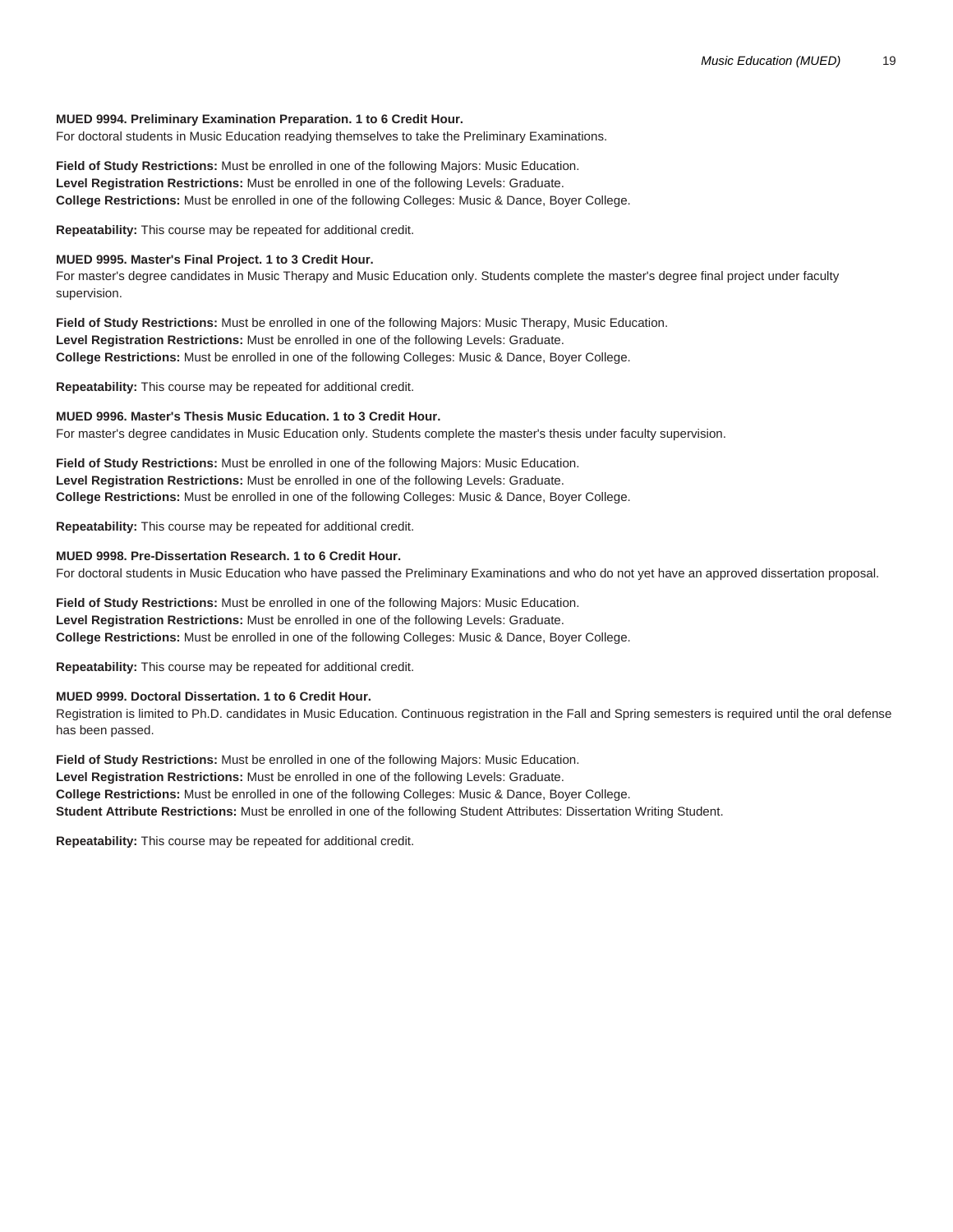**MUED 9994. Preliminary Examination Preparation. 1 to 6 Credit Hour.**
For doctoral students in Music Education readying themselves to take the Preliminary Examinations.

**Field of Study Restrictions:** Must be enrolled in one of the following Majors: Music Education.
**Level Registration Restrictions:** Must be enrolled in one of the following Levels: Graduate.
**College Restrictions:** Must be enrolled in one of the following Colleges: Music & Dance, Boyer College.

**Repeatability:** This course may be repeated for additional credit.

**MUED 9995. Master's Final Project. 1 to 3 Credit Hour.**
For master's degree candidates in Music Therapy and Music Education only. Students complete the master's degree final project under faculty supervision.

**Field of Study Restrictions:** Must be enrolled in one of the following Majors: Music Therapy, Music Education.
**Level Registration Restrictions:** Must be enrolled in one of the following Levels: Graduate.
**College Restrictions:** Must be enrolled in one of the following Colleges: Music & Dance, Boyer College.

**Repeatability:** This course may be repeated for additional credit.

**MUED 9996. Master's Thesis Music Education. 1 to 3 Credit Hour.**
For master's degree candidates in Music Education only. Students complete the master's thesis under faculty supervision.

**Field of Study Restrictions:** Must be enrolled in one of the following Majors: Music Education.
**Level Registration Restrictions:** Must be enrolled in one of the following Levels: Graduate.
**College Restrictions:** Must be enrolled in one of the following Colleges: Music & Dance, Boyer College.

**Repeatability:** This course may be repeated for additional credit.

**MUED 9998. Pre-Dissertation Research. 1 to 6 Credit Hour.**
For doctoral students in Music Education who have passed the Preliminary Examinations and who do not yet have an approved dissertation proposal.

**Field of Study Restrictions:** Must be enrolled in one of the following Majors: Music Education.
**Level Registration Restrictions:** Must be enrolled in one of the following Levels: Graduate.
**College Restrictions:** Must be enrolled in one of the following Colleges: Music & Dance, Boyer College.

**Repeatability:** This course may be repeated for additional credit.

**MUED 9999. Doctoral Dissertation. 1 to 6 Credit Hour.**
Registration is limited to Ph.D. candidates in Music Education. Continuous registration in the Fall and Spring semesters is required until the oral defense has been passed.

**Field of Study Restrictions:** Must be enrolled in one of the following Majors: Music Education.
**Level Registration Restrictions:** Must be enrolled in one of the following Levels: Graduate.
**College Restrictions:** Must be enrolled in one of the following Colleges: Music & Dance, Boyer College.
**Student Attribute Restrictions:** Must be enrolled in one of the following Student Attributes: Dissertation Writing Student.

**Repeatability:** This course may be repeated for additional credit.